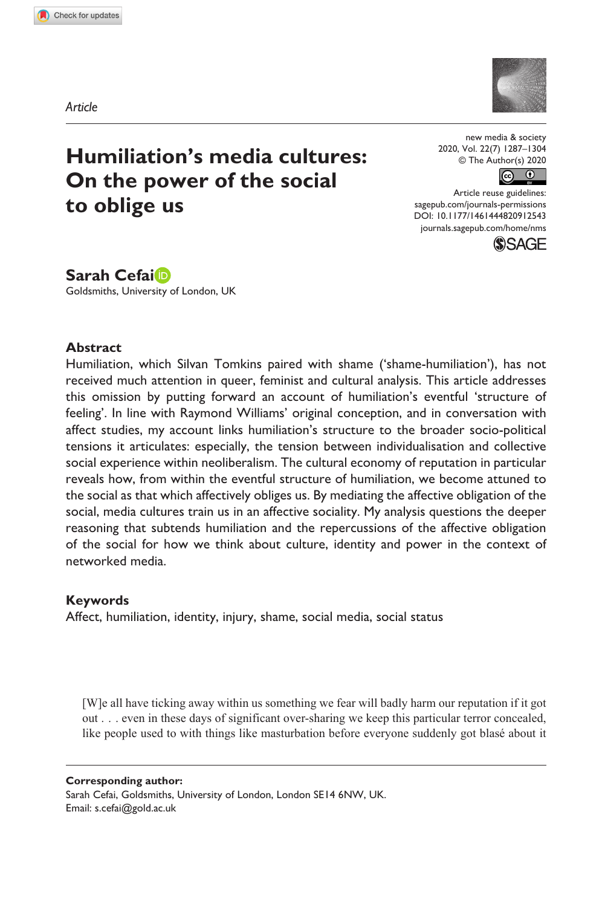*Article*

# Humiliation's media cultures: On the power of the social to oblige us

**Sarah Cefai**
Goldsmiths, University of London, UK

new media & society
2020, Vol. 22(7) 1287–1304
© The Author(s) 2020
Article reuse guidelines: sagepub.com/journals-permissions
DOI: 10.1177/1461444820912543
journals.sagepub.com/home/nms

## Abstract

Humiliation, which Silvan Tomkins paired with shame ('shame-humiliation'), has not received much attention in queer, feminist and cultural analysis. This article addresses this omission by putting forward an account of humiliation's eventful 'structure of feeling'. In line with Raymond Williams' original conception, and in conversation with affect studies, my account links humiliation's structure to the broader socio-political tensions it articulates: especially, the tension between individualisation and collective social experience within neoliberalism. The cultural economy of reputation in particular reveals how, from within the eventful structure of humiliation, we become attuned to the social as that which affectively obliges us. By mediating the affective obligation of the social, media cultures train us in an affective sociality. My analysis questions the deeper reasoning that subtends humiliation and the repercussions of the affective obligation of the social for how we think about culture, identity and power in the context of networked media.

## Keywords

Affect, humiliation, identity, injury, shame, social media, social status

> [W]e all have ticking away within us something we fear will badly harm our reputation if it got out . . . even in these days of significant over-sharing we keep this particular terror concealed, like people used to with things like masturbation before everyone suddenly got blasé about it

**Corresponding author:**
Sarah Cefai, Goldsmiths, University of London, London SE14 6NW, UK.
Email: s.cefai@gold.ac.uk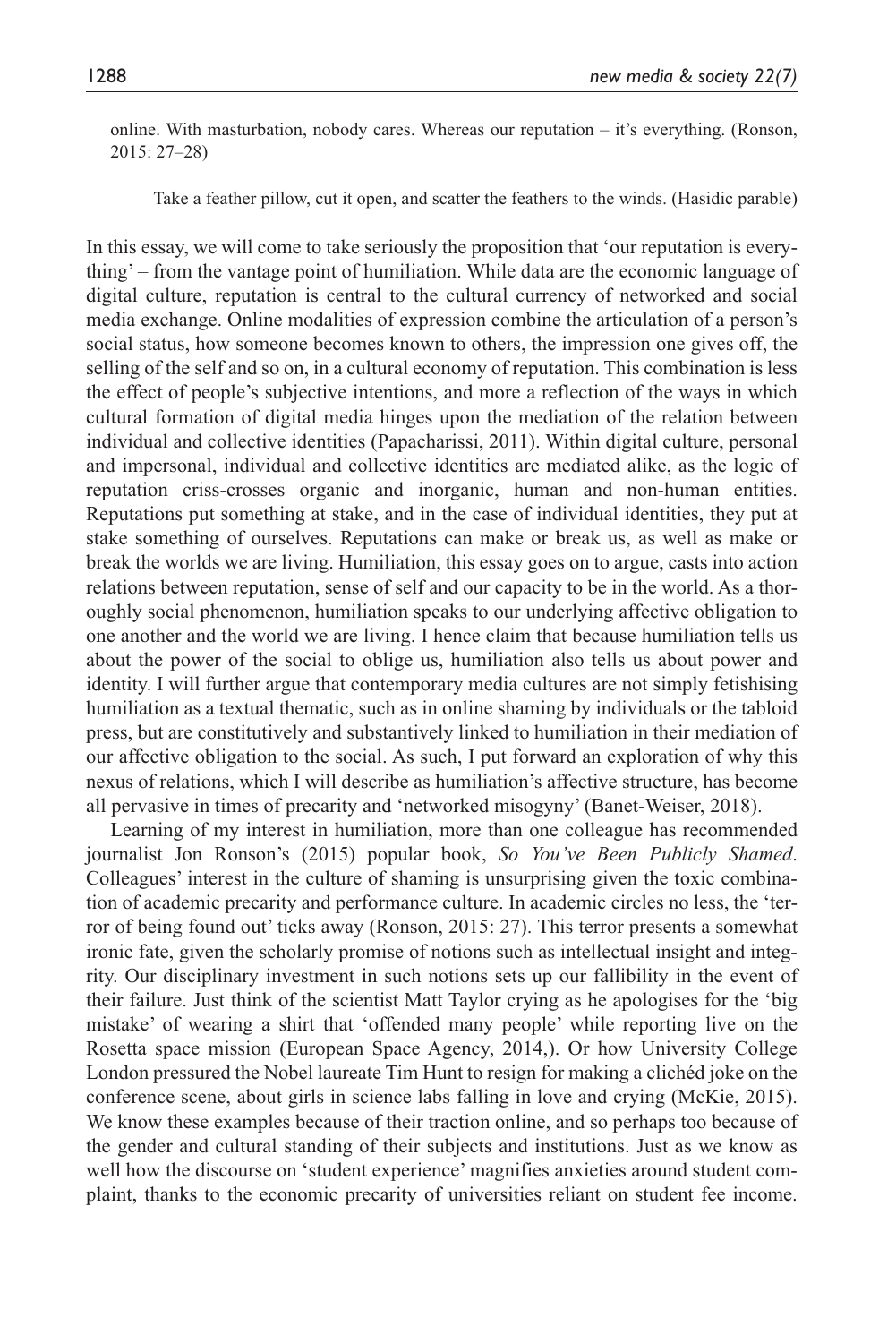online. With masturbation, nobody cares. Whereas our reputation – it's everything. (Ronson, 2015: 27–28)

Take a feather pillow, cut it open, and scatter the feathers to the winds. (Hasidic parable)

In this essay, we will come to take seriously the proposition that 'our reputation is everything' – from the vantage point of humiliation. While data are the economic language of digital culture, reputation is central to the cultural currency of networked and social media exchange. Online modalities of expression combine the articulation of a person's social status, how someone becomes known to others, the impression one gives off, the selling of the self and so on, in a cultural economy of reputation. This combination is less the effect of people's subjective intentions, and more a reflection of the ways in which cultural formation of digital media hinges upon the mediation of the relation between individual and collective identities (Papacharissi, 2011). Within digital culture, personal and impersonal, individual and collective identities are mediated alike, as the logic of reputation criss-crosses organic and inorganic, human and non-human entities. Reputations put something at stake, and in the case of individual identities, they put at stake something of ourselves. Reputations can make or break us, as well as make or break the worlds we are living. Humiliation, this essay goes on to argue, casts into action relations between reputation, sense of self and our capacity to be in the world. As a thoroughly social phenomenon, humiliation speaks to our underlying affective obligation to one another and the world we are living. I hence claim that because humiliation tells us about the power of the social to oblige us, humiliation also tells us about power and identity. I will further argue that contemporary media cultures are not simply fetishising humiliation as a textual thematic, such as in online shaming by individuals or the tabloid press, but are constitutively and substantively linked to humiliation in their mediation of our affective obligation to the social. As such, I put forward an exploration of why this nexus of relations, which I will describe as humiliation's affective structure, has become all pervasive in times of precarity and 'networked misogyny' (Banet-Weiser, 2018).

Learning of my interest in humiliation, more than one colleague has recommended journalist Jon Ronson's (2015) popular book, *So You've Been Publicly Shamed*. Colleagues' interest in the culture of shaming is unsurprising given the toxic combination of academic precarity and performance culture. In academic circles no less, the 'terror of being found out' ticks away (Ronson, 2015: 27). This terror presents a somewhat ironic fate, given the scholarly promise of notions such as intellectual insight and integrity. Our disciplinary investment in such notions sets up our fallibility in the event of their failure. Just think of the scientist Matt Taylor crying as he apologises for the 'big mistake' of wearing a shirt that 'offended many people' while reporting live on the Rosetta space mission (European Space Agency, 2014,). Or how University College London pressured the Nobel laureate Tim Hunt to resign for making a clichéd joke on the conference scene, about girls in science labs falling in love and crying (McKie, 2015). We know these examples because of their traction online, and so perhaps too because of the gender and cultural standing of their subjects and institutions. Just as we know as well how the discourse on 'student experience' magnifies anxieties around student complaint, thanks to the economic precarity of universities reliant on student fee income.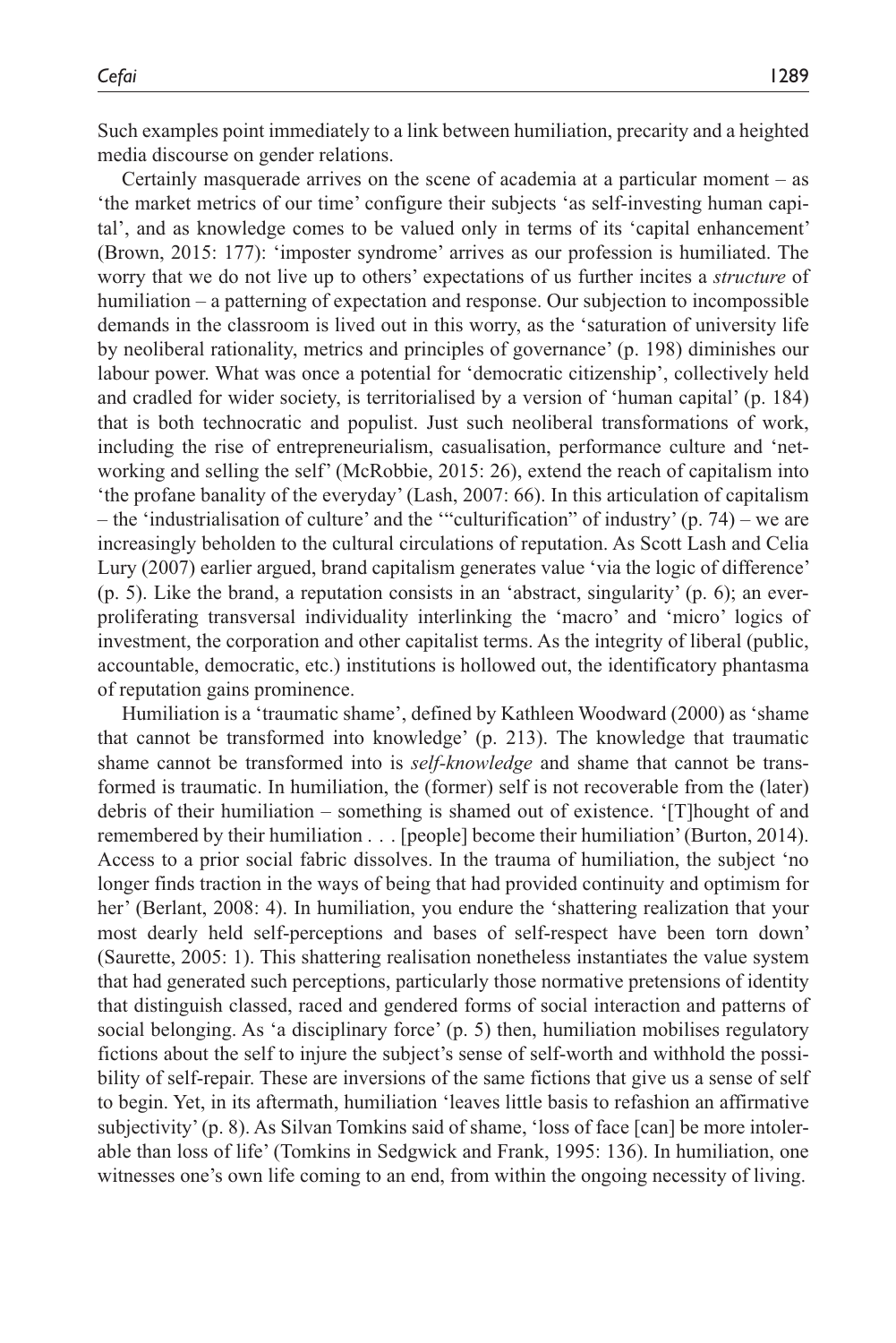Such examples point immediately to a link between humiliation, precarity and a heighted media discourse on gender relations.

Certainly masquerade arrives on the scene of academia at a particular moment – as 'the market metrics of our time' configure their subjects 'as self-investing human capital', and as knowledge comes to be valued only in terms of its 'capital enhancement' (Brown, 2015: 177): 'imposter syndrome' arrives as our profession is humiliated. The worry that we do not live up to others' expectations of us further incites a *structure* of humiliation – a patterning of expectation and response. Our subjection to incompossible demands in the classroom is lived out in this worry, as the 'saturation of university life by neoliberal rationality, metrics and principles of governance' (p. 198) diminishes our labour power. What was once a potential for 'democratic citizenship', collectively held and cradled for wider society, is territorialised by a version of 'human capital' (p. 184) that is both technocratic and populist. Just such neoliberal transformations of work, including the rise of entrepreneurialism, casualisation, performance culture and 'networking and selling the self' (McRobbie, 2015: 26), extend the reach of capitalism into 'the profane banality of the everyday' (Lash, 2007: 66). In this articulation of capitalism – the 'industrialisation of culture' and the '"culturification" of industry' (p. 74) – we are increasingly beholden to the cultural circulations of reputation. As Scott Lash and Celia Lury (2007) earlier argued, brand capitalism generates value 'via the logic of difference' (p. 5). Like the brand, a reputation consists in an 'abstract, singularity' (p. 6); an ever-proliferating transversal individuality interlinking the 'macro' and 'micro' logics of investment, the corporation and other capitalist terms. As the integrity of liberal (public, accountable, democratic, etc.) institutions is hollowed out, the identificatory phantasma of reputation gains prominence.

Humiliation is a 'traumatic shame', defined by Kathleen Woodward (2000) as 'shame that cannot be transformed into knowledge' (p. 213). The knowledge that traumatic shame cannot be transformed into is *self-knowledge* and shame that cannot be transformed is traumatic. In humiliation, the (former) self is not recoverable from the (later) debris of their humiliation – something is shamed out of existence. '[T]hought of and remembered by their humiliation . . . [people] become their humiliation' (Burton, 2014). Access to a prior social fabric dissolves. In the trauma of humiliation, the subject 'no longer finds traction in the ways of being that had provided continuity and optimism for her' (Berlant, 2008: 4). In humiliation, you endure the 'shattering realization that your most dearly held self-perceptions and bases of self-respect have been torn down' (Saurette, 2005: 1). This shattering realisation nonetheless instantiates the value system that had generated such perceptions, particularly those normative pretensions of identity that distinguish classed, raced and gendered forms of social interaction and patterns of social belonging. As 'a disciplinary force' (p. 5) then, humiliation mobilises regulatory fictions about the self to injure the subject's sense of self-worth and withhold the possibility of self-repair. These are inversions of the same fictions that give us a sense of self to begin. Yet, in its aftermath, humiliation 'leaves little basis to refashion an affirmative subjectivity' (p. 8). As Silvan Tomkins said of shame, 'loss of face [can] be more intolerable than loss of life' (Tomkins in Sedgwick and Frank, 1995: 136). In humiliation, one witnesses one's own life coming to an end, from within the ongoing necessity of living.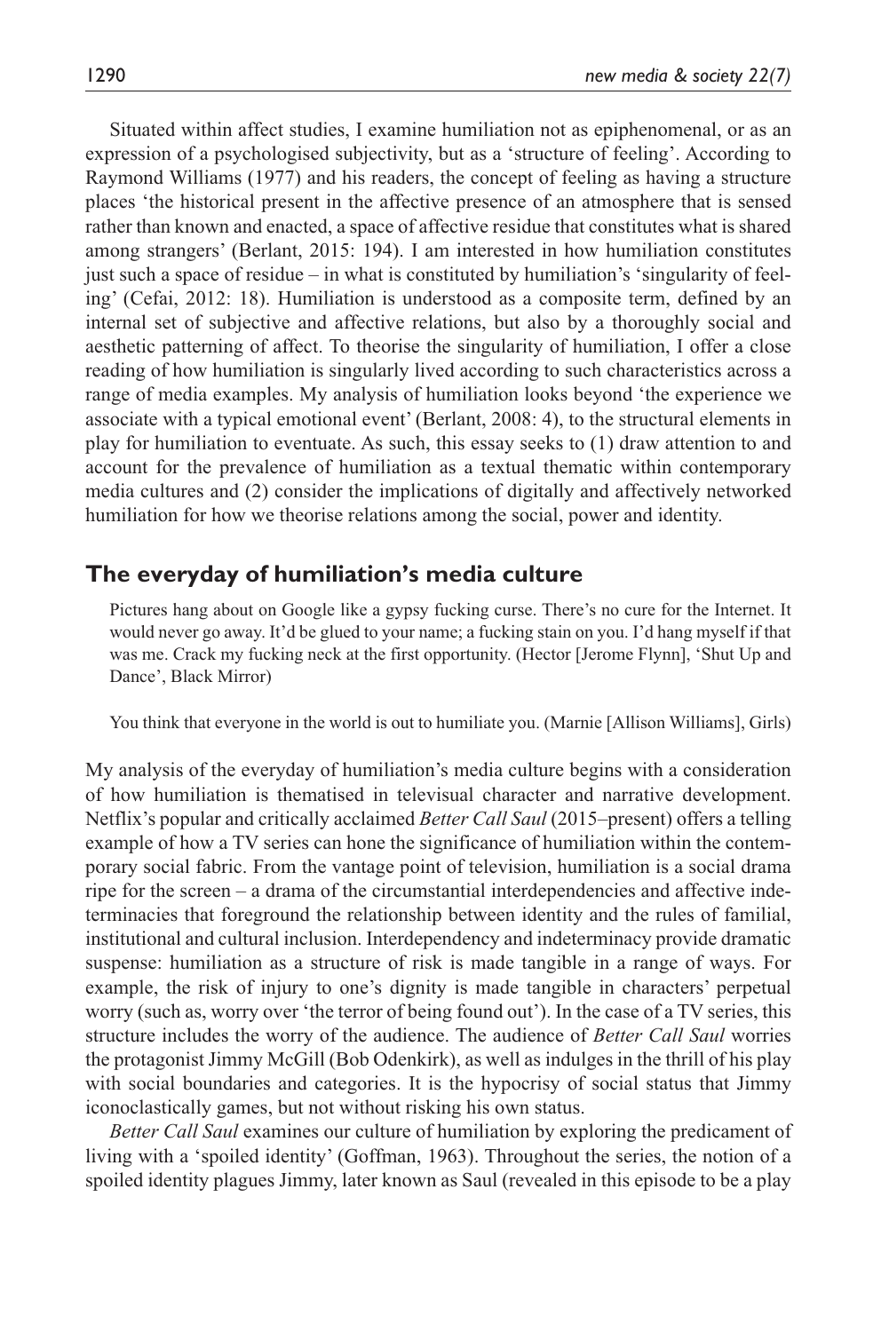Situated within affect studies, I examine humiliation not as epiphenomenal, or as an expression of a psychologised subjectivity, but as a 'structure of feeling'. According to Raymond Williams (1977) and his readers, the concept of feeling as having a structure places 'the historical present in the affective presence of an atmosphere that is sensed rather than known and enacted, a space of affective residue that constitutes what is shared among strangers' (Berlant, 2015: 194). I am interested in how humiliation constitutes just such a space of residue – in what is constituted by humiliation's 'singularity of feeling' (Cefai, 2012: 18). Humiliation is understood as a composite term, defined by an internal set of subjective and affective relations, but also by a thoroughly social and aesthetic patterning of affect. To theorise the singularity of humiliation, I offer a close reading of how humiliation is singularly lived according to such characteristics across a range of media examples. My analysis of humiliation looks beyond 'the experience we associate with a typical emotional event' (Berlant, 2008: 4), to the structural elements in play for humiliation to eventuate. As such, this essay seeks to (1) draw attention to and account for the prevalence of humiliation as a textual thematic within contemporary media cultures and (2) consider the implications of digitally and affectively networked humiliation for how we theorise relations among the social, power and identity.

## The everyday of humiliation's media culture

> Pictures hang about on Google like a gypsy fucking curse. There's no cure for the Internet. It would never go away. It'd be glued to your name; a fucking stain on you. I'd hang myself if that was me. Crack my fucking neck at the first opportunity. (Hector [Jerome Flynn], 'Shut Up and Dance', Black Mirror)

> You think that everyone in the world is out to humiliate you. (Marnie [Allison Williams], Girls)

My analysis of the everyday of humiliation's media culture begins with a consideration of how humiliation is thematised in televisual character and narrative development. Netflix's popular and critically acclaimed *Better Call Saul* (2015–present) offers a telling example of how a TV series can hone the significance of humiliation within the contemporary social fabric. From the vantage point of television, humiliation is a social drama ripe for the screen – a drama of the circumstantial interdependencies and affective indeterminacies that foreground the relationship between identity and the rules of familial, institutional and cultural inclusion. Interdependency and indeterminacy provide dramatic suspense: humiliation as a structure of risk is made tangible in a range of ways. For example, the risk of injury to one's dignity is made tangible in characters' perpetual worry (such as, worry over 'the terror of being found out'). In the case of a TV series, this structure includes the worry of the audience. The audience of *Better Call Saul* worries the protagonist Jimmy McGill (Bob Odenkirk), as well as indulges in the thrill of his play with social boundaries and categories. It is the hypocrisy of social status that Jimmy iconoclastically games, but not without risking his own status.

*Better Call Saul* examines our culture of humiliation by exploring the predicament of living with a 'spoiled identity' (Goffman, 1963). Throughout the series, the notion of a spoiled identity plagues Jimmy, later known as Saul (revealed in this episode to be a play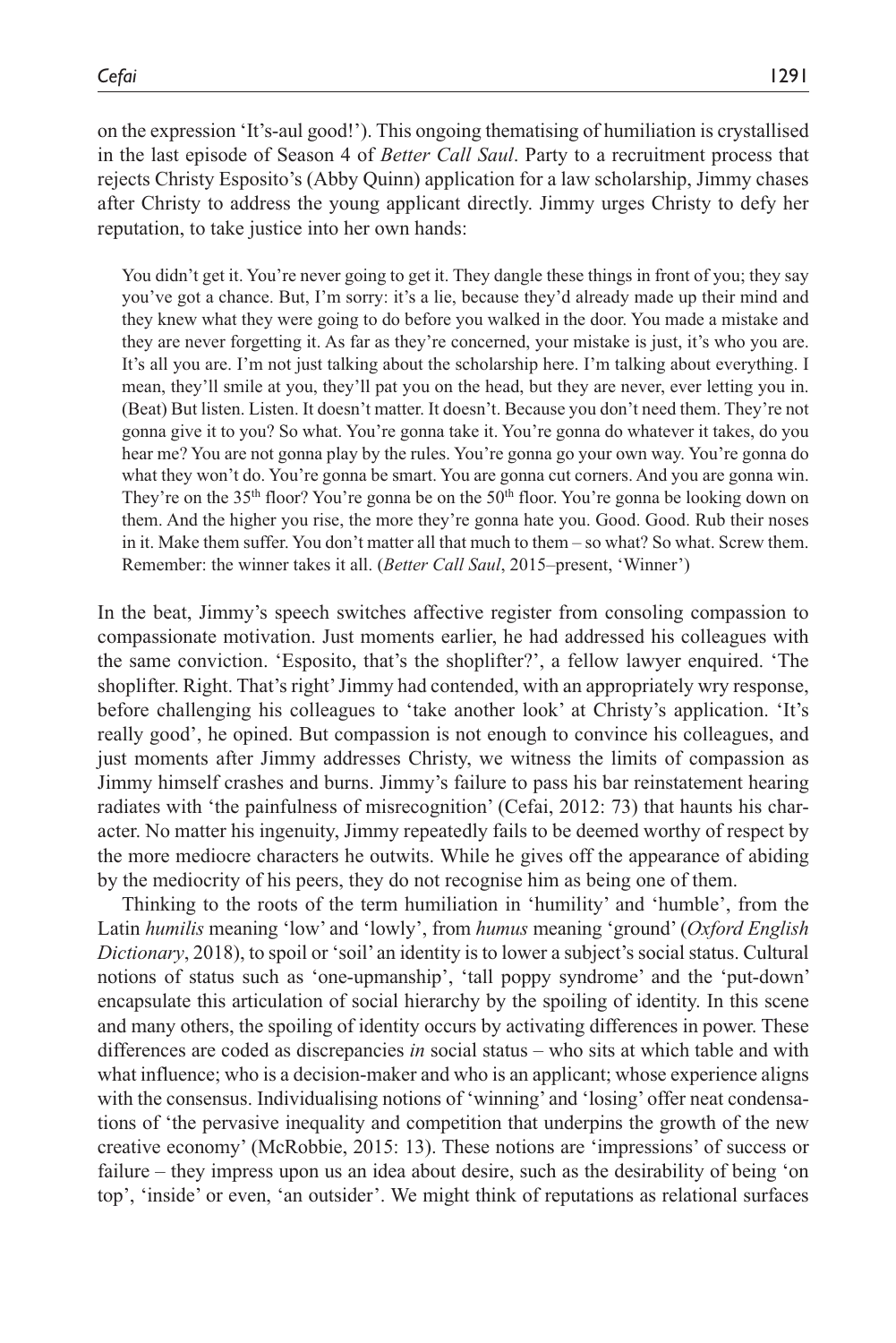on the expression 'It's-aul good!'). This ongoing thematising of humiliation is crystallised in the last episode of Season 4 of *Better Call Saul*. Party to a recruitment process that rejects Christy Esposito's (Abby Quinn) application for a law scholarship, Jimmy chases after Christy to address the young applicant directly. Jimmy urges Christy to defy her reputation, to take justice into her own hands:

> You didn't get it. You're never going to get it. They dangle these things in front of you; they say you've got a chance. But, I'm sorry: it's a lie, because they'd already made up their mind and they knew what they were going to do before you walked in the door. You made a mistake and they are never forgetting it. As far as they're concerned, your mistake is just, it's who you are. It's all you are. I'm not just talking about the scholarship here. I'm talking about everything. I mean, they'll smile at you, they'll pat you on the head, but they are never, ever letting you in. (Beat) But listen. Listen. It doesn't matter. It doesn't. Because you don't need them. They're not gonna give it to you? So what. You're gonna take it. You're gonna do whatever it takes, do you hear me? You are not gonna play by the rules. You're gonna go your own way. You're gonna do what they won't do. You're gonna be smart. You are gonna cut corners. And you are gonna win. They're on the 35th floor? You're gonna be on the 50th floor. You're gonna be looking down on them. And the higher you rise, the more they're gonna hate you. Good. Good. Rub their noses in it. Make them suffer. You don't matter all that much to them – so what? So what. Screw them. Remember: the winner takes it all. (*Better Call Saul*, 2015–present, 'Winner')

In the beat, Jimmy's speech switches affective register from consoling compassion to compassionate motivation. Just moments earlier, he had addressed his colleagues with the same conviction. 'Esposito, that's the shoplifter?', a fellow lawyer enquired. 'The shoplifter. Right. That's right' Jimmy had contended, with an appropriately wry response, before challenging his colleagues to 'take another look' at Christy's application. 'It's really good', he opined. But compassion is not enough to convince his colleagues, and just moments after Jimmy addresses Christy, we witness the limits of compassion as Jimmy himself crashes and burns. Jimmy's failure to pass his bar reinstatement hearing radiates with 'the painfulness of misrecognition' (Cefai, 2012: 73) that haunts his character. No matter his ingenuity, Jimmy repeatedly fails to be deemed worthy of respect by the more mediocre characters he outwits. While he gives off the appearance of abiding by the mediocrity of his peers, they do not recognise him as being one of them.

Thinking to the roots of the term humiliation in 'humility' and 'humble', from the Latin *humilis* meaning 'low' and 'lowly', from *humus* meaning 'ground' (*Oxford English Dictionary*, 2018), to spoil or 'soil' an identity is to lower a subject's social status. Cultural notions of status such as 'one-upmanship', 'tall poppy syndrome' and the 'put-down' encapsulate this articulation of social hierarchy by the spoiling of identity. In this scene and many others, the spoiling of identity occurs by activating differences in power. These differences are coded as discrepancies *in* social status – who sits at which table and with what influence; who is a decision-maker and who is an applicant; whose experience aligns with the consensus. Individualising notions of 'winning' and 'losing' offer neat condensations of 'the pervasive inequality and competition that underpins the growth of the new creative economy' (McRobbie, 2015: 13). These notions are 'impressions' of success or failure – they impress upon us an idea about desire, such as the desirability of being 'on top', 'inside' or even, 'an outsider'. We might think of reputations as relational surfaces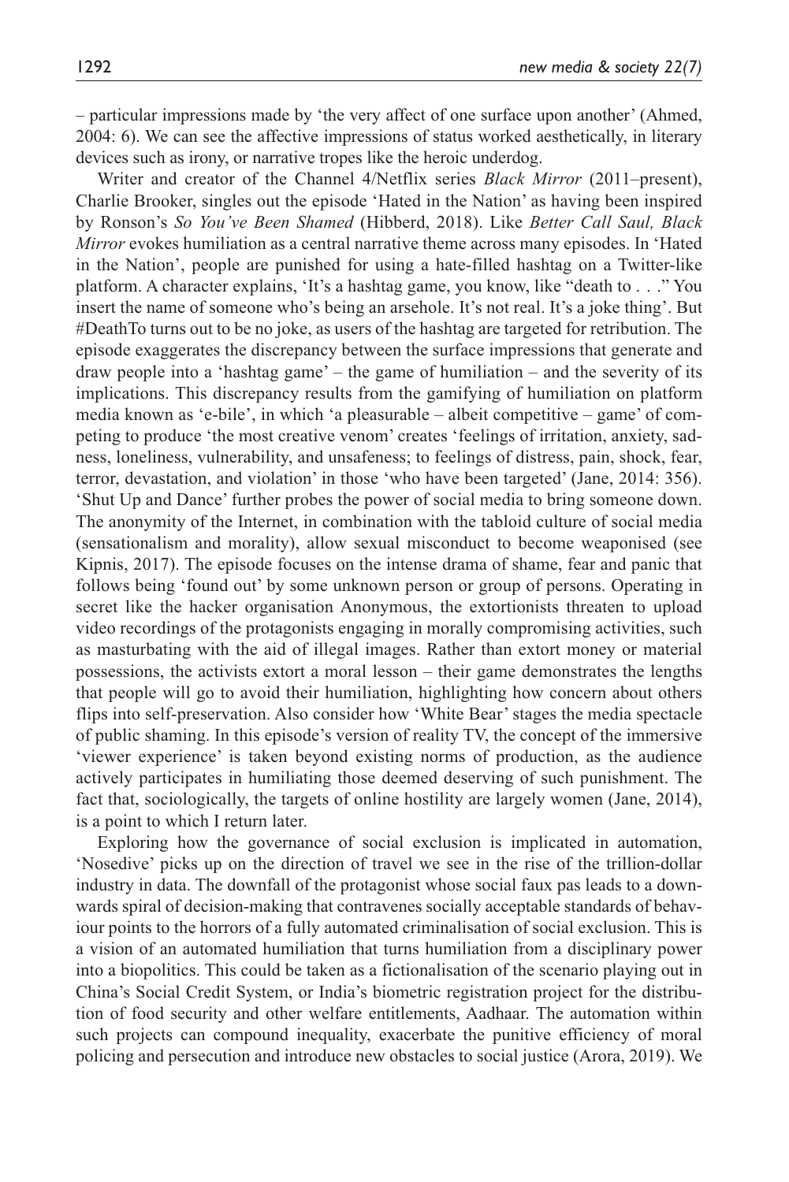– particular impressions made by 'the very affect of one surface upon another' (Ahmed, 2004: 6). We can see the affective impressions of status worked aesthetically, in literary devices such as irony, or narrative tropes like the heroic underdog.

Writer and creator of the Channel 4/Netflix series *Black Mirror* (2011–present), Charlie Brooker, singles out the episode 'Hated in the Nation' as having been inspired by Ronson's *So You've Been Shamed* (Hibberd, 2018). Like *Better Call Saul, Black Mirror* evokes humiliation as a central narrative theme across many episodes. In 'Hated in the Nation', people are punished for using a hate-filled hashtag on a Twitter-like platform. A character explains, 'It's a hashtag game, you know, like "death to . . ." You insert the name of someone who's being an arsehole. It's not real. It's a joke thing'. But #DeathTo turns out to be no joke, as users of the hashtag are targeted for retribution. The episode exaggerates the discrepancy between the surface impressions that generate and draw people into a 'hashtag game' – the game of humiliation – and the severity of its implications. This discrepancy results from the gamifying of humiliation on platform media known as 'e-bile', in which 'a pleasurable – albeit competitive – game' of competing to produce 'the most creative venom' creates 'feelings of irritation, anxiety, sadness, loneliness, vulnerability, and unsafeness; to feelings of distress, pain, shock, fear, terror, devastation, and violation' in those 'who have been targeted' (Jane, 2014: 356). 'Shut Up and Dance' further probes the power of social media to bring someone down. The anonymity of the Internet, in combination with the tabloid culture of social media (sensationalism and morality), allow sexual misconduct to become weaponised (see Kipnis, 2017). The episode focuses on the intense drama of shame, fear and panic that follows being 'found out' by some unknown person or group of persons. Operating in secret like the hacker organisation Anonymous, the extortionists threaten to upload video recordings of the protagonists engaging in morally compromising activities, such as masturbating with the aid of illegal images. Rather than extort money or material possessions, the activists extort a moral lesson – their game demonstrates the lengths that people will go to avoid their humiliation, highlighting how concern about others flips into self-preservation. Also consider how 'White Bear' stages the media spectacle of public shaming. In this episode's version of reality TV, the concept of the immersive 'viewer experience' is taken beyond existing norms of production, as the audience actively participates in humiliating those deemed deserving of such punishment. The fact that, sociologically, the targets of online hostility are largely women (Jane, 2014), is a point to which I return later.

Exploring how the governance of social exclusion is implicated in automation, 'Nosedive' picks up on the direction of travel we see in the rise of the trillion-dollar industry in data. The downfall of the protagonist whose social faux pas leads to a downwards spiral of decision-making that contravenes socially acceptable standards of behaviour points to the horrors of a fully automated criminalisation of social exclusion. This is a vision of an automated humiliation that turns humiliation from a disciplinary power into a biopolitics. This could be taken as a fictionalisation of the scenario playing out in China's Social Credit System, or India's biometric registration project for the distribution of food security and other welfare entitlements, Aadhaar. The automation within such projects can compound inequality, exacerbate the punitive efficiency of moral policing and persecution and introduce new obstacles to social justice (Arora, 2019). We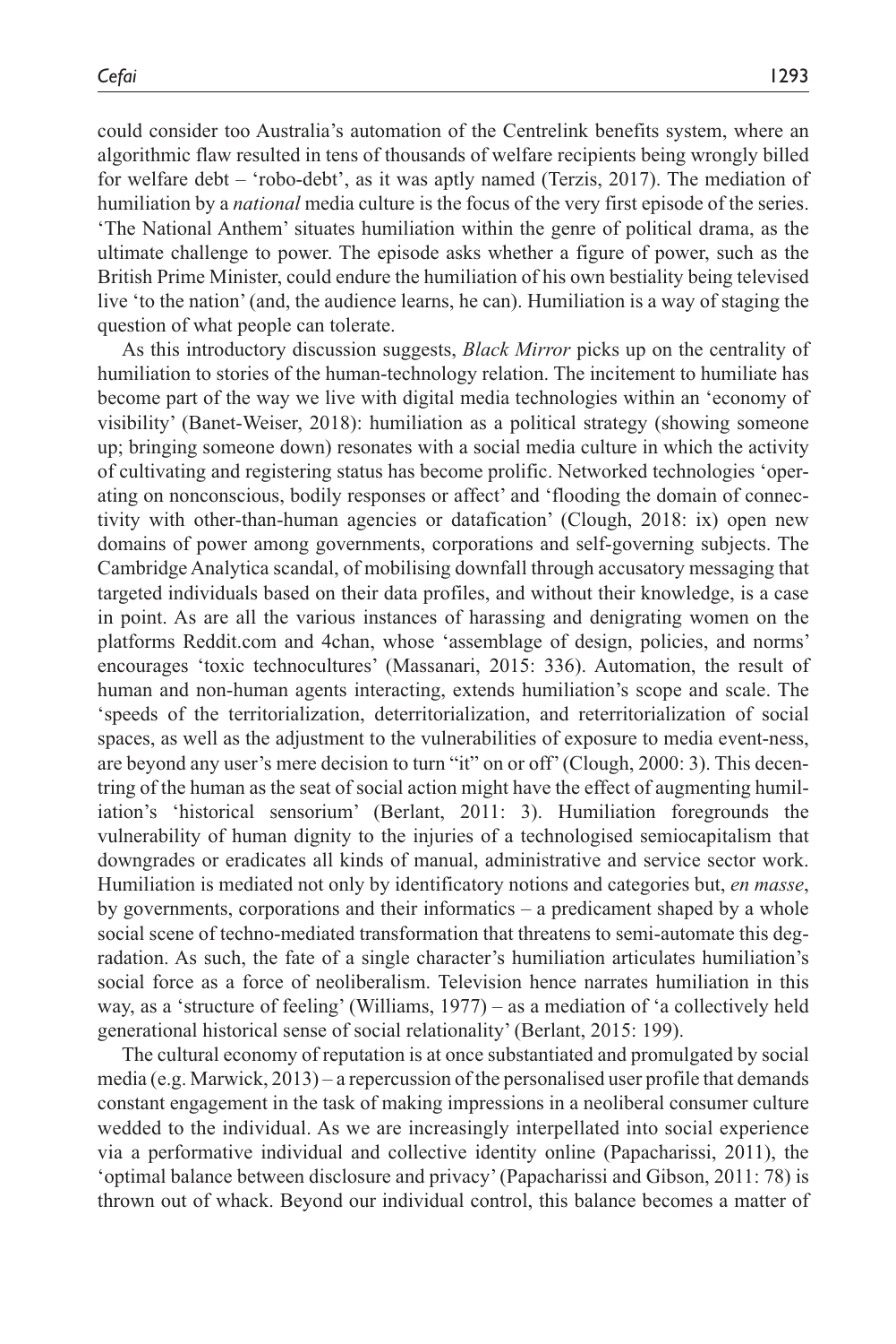could consider too Australia's automation of the Centrelink benefits system, where an algorithmic flaw resulted in tens of thousands of welfare recipients being wrongly billed for welfare debt – 'robo-debt', as it was aptly named (Terzis, 2017). The mediation of humiliation by a *national* media culture is the focus of the very first episode of the series. 'The National Anthem' situates humiliation within the genre of political drama, as the ultimate challenge to power. The episode asks whether a figure of power, such as the British Prime Minister, could endure the humiliation of his own bestiality being televised live 'to the nation' (and, the audience learns, he can). Humiliation is a way of staging the question of what people can tolerate.

As this introductory discussion suggests, *Black Mirror* picks up on the centrality of humiliation to stories of the human-technology relation. The incitement to humiliate has become part of the way we live with digital media technologies within an 'economy of visibility' (Banet-Weiser, 2018): humiliation as a political strategy (showing someone up; bringing someone down) resonates with a social media culture in which the activity of cultivating and registering status has become prolific. Networked technologies 'operating on nonconscious, bodily responses or affect' and 'flooding the domain of connectivity with other-than-human agencies or datafication' (Clough, 2018: ix) open new domains of power among governments, corporations and self-governing subjects. The Cambridge Analytica scandal, of mobilising downfall through accusatory messaging that targeted individuals based on their data profiles, and without their knowledge, is a case in point. As are all the various instances of harassing and denigrating women on the platforms Reddit.com and 4chan, whose 'assemblage of design, policies, and norms' encourages 'toxic technocultures' (Massanari, 2015: 336). Automation, the result of human and non-human agents interacting, extends humiliation's scope and scale. The 'speeds of the territorialization, deterritorialization, and reterritorialization of social spaces, as well as the adjustment to the vulnerabilities of exposure to media event-ness, are beyond any user's mere decision to turn "it" on or off' (Clough, 2000: 3). This decentring of the human as the seat of social action might have the effect of augmenting humiliation's 'historical sensorium' (Berlant, 2011: 3). Humiliation foregrounds the vulnerability of human dignity to the injuries of a technologised semiocapitalism that downgrades or eradicates all kinds of manual, administrative and service sector work. Humiliation is mediated not only by identificatory notions and categories but, *en masse*, by governments, corporations and their informatics – a predicament shaped by a whole social scene of techno-mediated transformation that threatens to semi-automate this degradation. As such, the fate of a single character's humiliation articulates humiliation's social force as a force of neoliberalism. Television hence narrates humiliation in this way, as a 'structure of feeling' (Williams, 1977) – as a mediation of 'a collectively held generational historical sense of social relationality' (Berlant, 2015: 199).

The cultural economy of reputation is at once substantiated and promulgated by social media (e.g. Marwick, 2013) – a repercussion of the personalised user profile that demands constant engagement in the task of making impressions in a neoliberal consumer culture wedded to the individual. As we are increasingly interpellated into social experience via a performative individual and collective identity online (Papacharissi, 2011), the 'optimal balance between disclosure and privacy' (Papacharissi and Gibson, 2011: 78) is thrown out of whack. Beyond our individual control, this balance becomes a matter of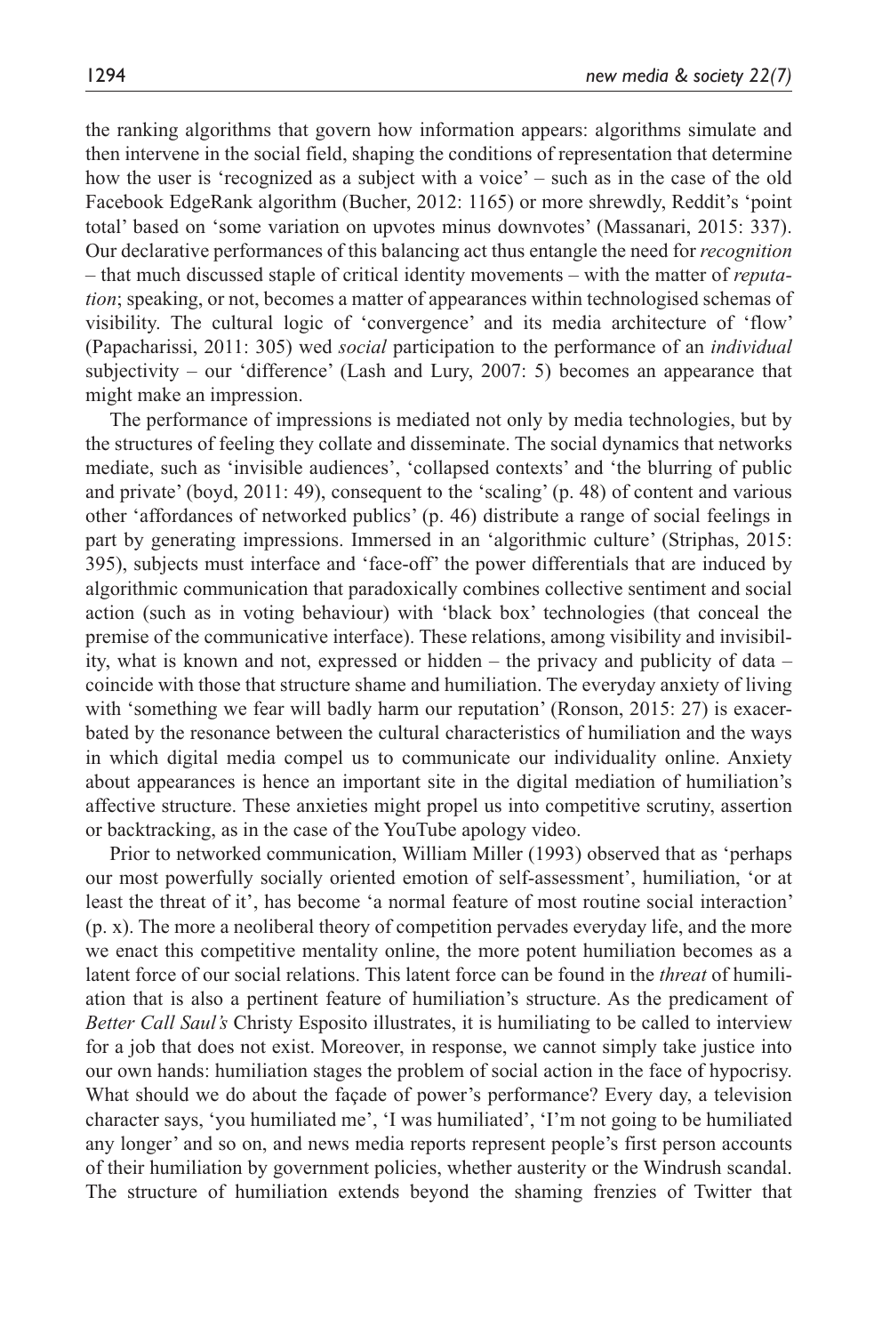the ranking algorithms that govern how information appears: algorithms simulate and then intervene in the social field, shaping the conditions of representation that determine how the user is 'recognized as a subject with a voice' – such as in the case of the old Facebook EdgeRank algorithm (Bucher, 2012: 1165) or more shrewdly, Reddit's 'point total' based on 'some variation on upvotes minus downvotes' (Massanari, 2015: 337). Our declarative performances of this balancing act thus entangle the need for *recognition* – that much discussed staple of critical identity movements – with the matter of *reputation*; speaking, or not, becomes a matter of appearances within technologised schemas of visibility. The cultural logic of 'convergence' and its media architecture of 'flow' (Papacharissi, 2011: 305) wed *social* participation to the performance of an *individual* subjectivity – our 'difference' (Lash and Lury, 2007: 5) becomes an appearance that might make an impression.

The performance of impressions is mediated not only by media technologies, but by the structures of feeling they collate and disseminate. The social dynamics that networks mediate, such as 'invisible audiences', 'collapsed contexts' and 'the blurring of public and private' (boyd, 2011: 49), consequent to the 'scaling' (p. 48) of content and various other 'affordances of networked publics' (p. 46) distribute a range of social feelings in part by generating impressions. Immersed in an 'algorithmic culture' (Striphas, 2015: 395), subjects must interface and 'face-off' the power differentials that are induced by algorithmic communication that paradoxically combines collective sentiment and social action (such as in voting behaviour) with 'black box' technologies (that conceal the premise of the communicative interface). These relations, among visibility and invisibility, what is known and not, expressed or hidden – the privacy and publicity of data – coincide with those that structure shame and humiliation. The everyday anxiety of living with 'something we fear will badly harm our reputation' (Ronson, 2015: 27) is exacerbated by the resonance between the cultural characteristics of humiliation and the ways in which digital media compel us to communicate our individuality online. Anxiety about appearances is hence an important site in the digital mediation of humiliation's affective structure. These anxieties might propel us into competitive scrutiny, assertion or backtracking, as in the case of the YouTube apology video.

Prior to networked communication, William Miller (1993) observed that as 'perhaps our most powerfully socially oriented emotion of self-assessment', humiliation, 'or at least the threat of it', has become 'a normal feature of most routine social interaction' (p. x). The more a neoliberal theory of competition pervades everyday life, and the more we enact this competitive mentality online, the more potent humiliation becomes as a latent force of our social relations. This latent force can be found in the *threat* of humiliation that is also a pertinent feature of humiliation's structure. As the predicament of *Better Call Saul's* Christy Esposito illustrates, it is humiliating to be called to interview for a job that does not exist. Moreover, in response, we cannot simply take justice into our own hands: humiliation stages the problem of social action in the face of hypocrisy. What should we do about the façade of power's performance? Every day, a television character says, 'you humiliated me', 'I was humiliated', 'I'm not going to be humiliated any longer' and so on, and news media reports represent people's first person accounts of their humiliation by government policies, whether austerity or the Windrush scandal. The structure of humiliation extends beyond the shaming frenzies of Twitter that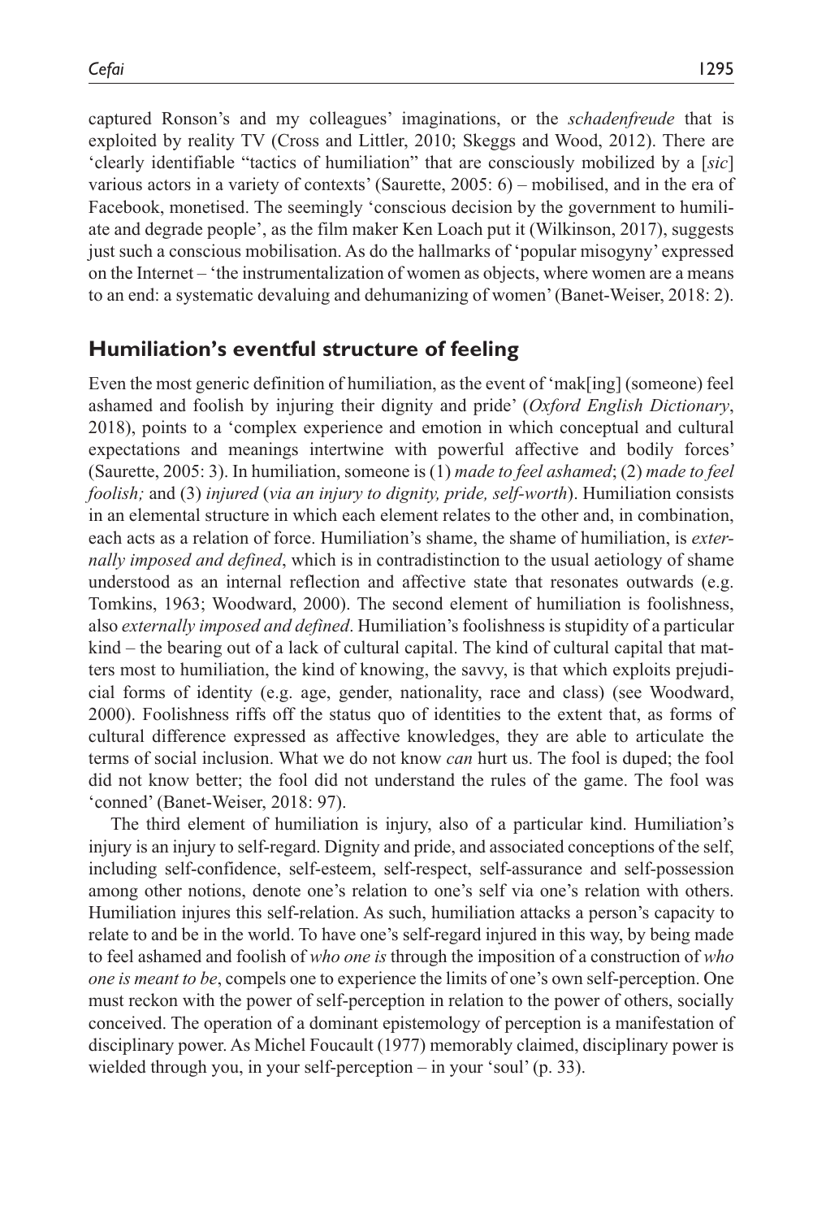captured Ronson's and my colleagues' imaginations, or the *schadenfreude* that is exploited by reality TV (Cross and Littler, 2010; Skeggs and Wood, 2012). There are 'clearly identifiable "tactics of humiliation" that are consciously mobilized by a [*sic*] various actors in a variety of contexts' (Saurette, 2005: 6) – mobilised, and in the era of Facebook, monetised. The seemingly 'conscious decision by the government to humiliate and degrade people', as the film maker Ken Loach put it (Wilkinson, 2017), suggests just such a conscious mobilisation. As do the hallmarks of 'popular misogyny' expressed on the Internet – 'the instrumentalization of women as objects, where women are a means to an end: a systematic devaluing and dehumanizing of women' (Banet-Weiser, 2018: 2).

## Humiliation's eventful structure of feeling

Even the most generic definition of humiliation, as the event of 'mak[ing] (someone) feel ashamed and foolish by injuring their dignity and pride' (*Oxford English Dictionary*, 2018), points to a 'complex experience and emotion in which conceptual and cultural expectations and meanings intertwine with powerful affective and bodily forces' (Saurette, 2005: 3). In humiliation, someone is (1) *made to feel ashamed*; (2) *made to feel foolish;* and (3) *injured* (*via an injury to dignity, pride, self-worth*). Humiliation consists in an elemental structure in which each element relates to the other and, in combination, each acts as a relation of force. Humiliation's shame, the shame of humiliation, is *externally imposed and defined*, which is in contradistinction to the usual aetiology of shame understood as an internal reflection and affective state that resonates outwards (e.g. Tomkins, 1963; Woodward, 2000). The second element of humiliation is foolishness, also *externally imposed and defined*. Humiliation's foolishness is stupidity of a particular kind – the bearing out of a lack of cultural capital. The kind of cultural capital that matters most to humiliation, the kind of knowing, the savvy, is that which exploits prejudicial forms of identity (e.g. age, gender, nationality, race and class) (see Woodward, 2000). Foolishness riffs off the status quo of identities to the extent that, as forms of cultural difference expressed as affective knowledges, they are able to articulate the terms of social inclusion. What we do not know *can* hurt us. The fool is duped; the fool did not know better; the fool did not understand the rules of the game. The fool was 'conned' (Banet-Weiser, 2018: 97).

The third element of humiliation is injury, also of a particular kind. Humiliation's injury is an injury to self-regard. Dignity and pride, and associated conceptions of the self, including self-confidence, self-esteem, self-respect, self-assurance and self-possession among other notions, denote one's relation to one's self via one's relation with others. Humiliation injures this self-relation. As such, humiliation attacks a person's capacity to relate to and be in the world. To have one's self-regard injured in this way, by being made to feel ashamed and foolish of *who one is* through the imposition of a construction of *who one is meant to be*, compels one to experience the limits of one's own self-perception. One must reckon with the power of self-perception in relation to the power of others, socially conceived. The operation of a dominant epistemology of perception is a manifestation of disciplinary power. As Michel Foucault (1977) memorably claimed, disciplinary power is wielded through you, in your self-perception – in your 'soul' (p. 33).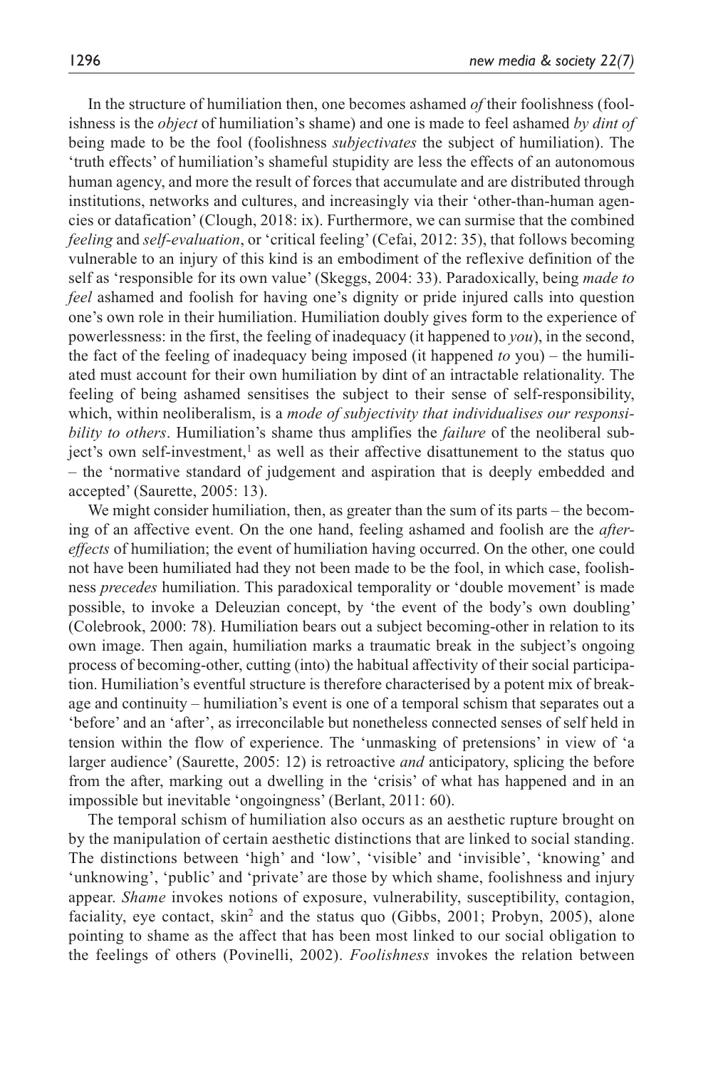In the structure of humiliation then, one becomes ashamed *of* their foolishness (foolishness is the *object* of humiliation's shame) and one is made to feel ashamed *by dint of* being made to be the fool (foolishness *subjectivates* the subject of humiliation). The 'truth effects' of humiliation's shameful stupidity are less the effects of an autonomous human agency, and more the result of forces that accumulate and are distributed through institutions, networks and cultures, and increasingly via their 'other-than-human agencies or datafication' (Clough, 2018: ix). Furthermore, we can surmise that the combined *feeling* and *self-evaluation*, or 'critical feeling' (Cefai, 2012: 35), that follows becoming vulnerable to an injury of this kind is an embodiment of the reflexive definition of the self as 'responsible for its own value' (Skeggs, 2004: 33). Paradoxically, being *made to feel* ashamed and foolish for having one's dignity or pride injured calls into question one's own role in their humiliation. Humiliation doubly gives form to the experience of powerlessness: in the first, the feeling of inadequacy (it happened to *you*), in the second, the fact of the feeling of inadequacy being imposed (it happened *to* you) – the humiliated must account for their own humiliation by dint of an intractable relationality. The feeling of being ashamed sensitises the subject to their sense of self-responsibility, which, within neoliberalism, is a *mode of subjectivity that individualises our responsibility to others*. Humiliation's shame thus amplifies the *failure* of the neoliberal subject's own self-investment,[1] as well as their affective disattunement to the status quo – the 'normative standard of judgement and aspiration that is deeply embedded and accepted' (Saurette, 2005: 13).

We might consider humiliation, then, as greater than the sum of its parts – the becoming of an affective event. On the one hand, feeling ashamed and foolish are the *after-effects* of humiliation; the event of humiliation having occurred. On the other, one could not have been humiliated had they not been made to be the fool, in which case, foolishness *precedes* humiliation. This paradoxical temporality or 'double movement' is made possible, to invoke a Deleuzian concept, by 'the event of the body's own doubling' (Colebrook, 2000: 78). Humiliation bears out a subject becoming-other in relation to its own image. Then again, humiliation marks a traumatic break in the subject's ongoing process of becoming-other, cutting (into) the habitual affectivity of their social participation. Humiliation's eventful structure is therefore characterised by a potent mix of breakage and continuity – humiliation's event is one of a temporal schism that separates out a 'before' and an 'after', as irreconcilable but nonetheless connected senses of self held in tension within the flow of experience. The 'unmasking of pretensions' in view of 'a larger audience' (Saurette, 2005: 12) is retroactive *and* anticipatory, splicing the before from the after, marking out a dwelling in the 'crisis' of what has happened and in an impossible but inevitable 'ongoingness' (Berlant, 2011: 60).

The temporal schism of humiliation also occurs as an aesthetic rupture brought on by the manipulation of certain aesthetic distinctions that are linked to social standing. The distinctions between 'high' and 'low', 'visible' and 'invisible', 'knowing' and 'unknowing', 'public' and 'private' are those by which shame, foolishness and injury appear. *Shame* invokes notions of exposure, vulnerability, susceptibility, contagion, faciality, eye contact, skin[2] and the status quo (Gibbs, 2001; Probyn, 2005), alone pointing to shame as the affect that has been most linked to our social obligation to the feelings of others (Povinelli, 2002). *Foolishness* invokes the relation between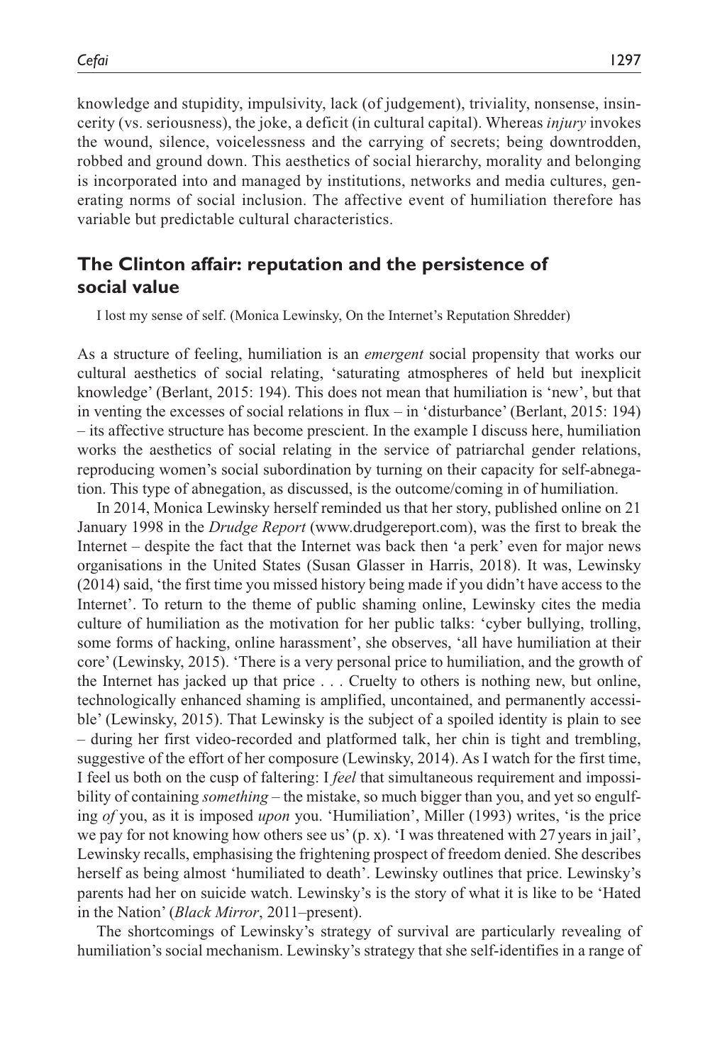knowledge and stupidity, impulsivity, lack (of judgement), triviality, nonsense, insincerity (vs. seriousness), the joke, a deficit (in cultural capital). Whereas *injury* invokes the wound, silence, voicelessness and the carrying of secrets; being downtrodden, robbed and ground down. This aesthetics of social hierarchy, morality and belonging is incorporated into and managed by institutions, networks and media cultures, generating norms of social inclusion. The affective event of humiliation therefore has variable but predictable cultural characteristics.

## The Clinton affair: reputation and the persistence of social value

I lost my sense of self. (Monica Lewinsky, On the Internet's Reputation Shredder)

As a structure of feeling, humiliation is an *emergent* social propensity that works our cultural aesthetics of social relating, 'saturating atmospheres of held but inexplicit knowledge' (Berlant, 2015: 194). This does not mean that humiliation is 'new', but that in venting the excesses of social relations in flux – in 'disturbance' (Berlant, 2015: 194) – its affective structure has become prescient. In the example I discuss here, humiliation works the aesthetics of social relating in the service of patriarchal gender relations, reproducing women's social subordination by turning on their capacity for self-abnegation. This type of abnegation, as discussed, is the outcome/coming in of humiliation.

In 2014, Monica Lewinsky herself reminded us that her story, published online on 21 January 1998 in the *Drudge Report* (www.drudgereport.com), was the first to break the Internet – despite the fact that the Internet was back then 'a perk' even for major news organisations in the United States (Susan Glasser in Harris, 2018). It was, Lewinsky (2014) said, 'the first time you missed history being made if you didn't have access to the Internet'. To return to the theme of public shaming online, Lewinsky cites the media culture of humiliation as the motivation for her public talks: 'cyber bullying, trolling, some forms of hacking, online harassment', she observes, 'all have humiliation at their core' (Lewinsky, 2015). 'There is a very personal price to humiliation, and the growth of the Internet has jacked up that price . . . Cruelty to others is nothing new, but online, technologically enhanced shaming is amplified, uncontained, and permanently accessible' (Lewinsky, 2015). That Lewinsky is the subject of a spoiled identity is plain to see – during her first video-recorded and platformed talk, her chin is tight and trembling, suggestive of the effort of her composure (Lewinsky, 2014). As I watch for the first time, I feel us both on the cusp of faltering: I *feel* that simultaneous requirement and impossibility of containing *something* – the mistake, so much bigger than you, and yet so engulfing *of* you, as it is imposed *upon* you. 'Humiliation', Miller (1993) writes, 'is the price we pay for not knowing how others see us' (p. x). 'I was threatened with 27 years in jail', Lewinsky recalls, emphasising the frightening prospect of freedom denied. She describes herself as being almost 'humiliated to death'. Lewinsky outlines that price. Lewinsky's parents had her on suicide watch. Lewinsky's is the story of what it is like to be 'Hated in the Nation' (*Black Mirror*, 2011–present).

The shortcomings of Lewinsky's strategy of survival are particularly revealing of humiliation's social mechanism. Lewinsky's strategy that she self-identifies in a range of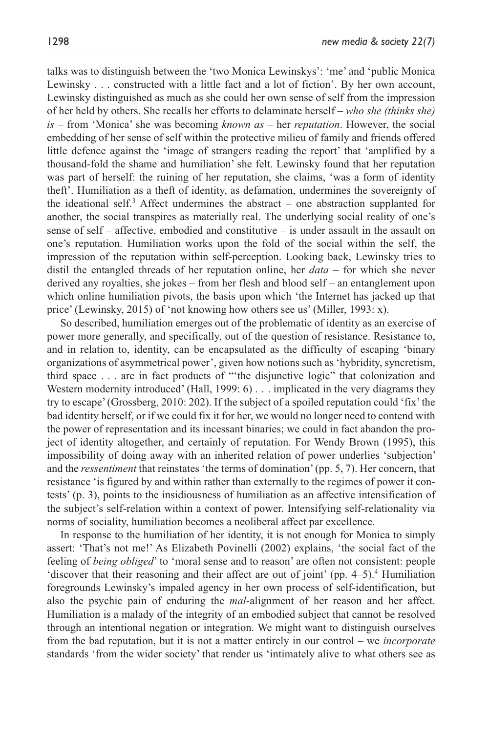talks was to distinguish between the 'two Monica Lewinskys': 'me' and 'public Monica Lewinsky . . . constructed with a little fact and a lot of fiction'. By her own account, Lewinsky distinguished as much as she could her own sense of self from the impression of her held by others. She recalls her efforts to delaminate herself – *who she (thinks she) is* – from 'Monica' she was becoming *known as* – her *reputation*. However, the social embedding of her sense of self within the protective milieu of family and friends offered little defence against the 'image of strangers reading the report' that 'amplified by a thousand-fold the shame and humiliation' she felt. Lewinsky found that her reputation was part of herself: the ruining of her reputation, she claims, 'was a form of identity theft'. Humiliation as a theft of identity, as defamation, undermines the sovereignty of the ideational self.[3] Affect undermines the abstract – one abstraction supplanted for another, the social transpires as materially real. The underlying social reality of one's sense of self – affective, embodied and constitutive – is under assault in the assault on one's reputation. Humiliation works upon the fold of the social within the self, the impression of the reputation within self-perception. Looking back, Lewinsky tries to distil the entangled threads of her reputation online, her *data* – for which she never derived any royalties, she jokes – from her flesh and blood self – an entanglement upon which online humiliation pivots, the basis upon which 'the Internet has jacked up that price' (Lewinsky, 2015) of 'not knowing how others see us' (Miller, 1993: x).

So described, humiliation emerges out of the problematic of identity as an exercise of power more generally, and specifically, out of the question of resistance. Resistance to, and in relation to, identity, can be encapsulated as the difficulty of escaping 'binary organizations of asymmetrical power', given how notions such as 'hybridity, syncretism, third space . . . are in fact products of "'the disjunctive logic" that colonization and Western modernity introduced' (Hall, 1999: 6) . . . implicated in the very diagrams they try to escape' (Grossberg, 2010: 202). If the subject of a spoiled reputation could 'fix' the bad identity herself, or if we could fix it for her, we would no longer need to contend with the power of representation and its incessant binaries; we could in fact abandon the project of identity altogether, and certainly of reputation. For Wendy Brown (1995), this impossibility of doing away with an inherited relation of power underlies 'subjection' and the *ressentiment* that reinstates 'the terms of domination' (pp. 5, 7). Her concern, that resistance 'is figured by and within rather than externally to the regimes of power it contests' (p. 3), points to the insidiousness of humiliation as an affective intensification of the subject's self-relation within a context of power. Intensifying self-relationality via norms of sociality, humiliation becomes a neoliberal affect par excellence.

In response to the humiliation of her identity, it is not enough for Monica to simply assert: 'That's not me!' As Elizabeth Povinelli (2002) explains, 'the social fact of the feeling of *being obliged*' to 'moral sense and to reason' are often not consistent: people 'discover that their reasoning and their affect are out of joint' (pp. 4–5).[4] Humiliation foregrounds Lewinsky's impaled agency in her own process of self-identification, but also the psychic pain of enduring the *mal*-alignment of her reason and her affect. Humiliation is a malady of the integrity of an embodied subject that cannot be resolved through an intentional negation or integration. We might want to distinguish ourselves from the bad reputation, but it is not a matter entirely in our control – we *incorporate* standards 'from the wider society' that render us 'intimately alive to what others see as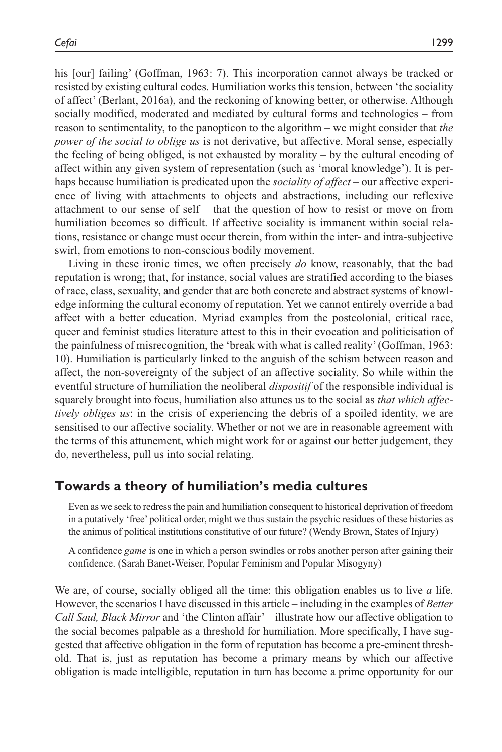his [our] failing' (Goffman, 1963: 7). This incorporation cannot always be tracked or resisted by existing cultural codes. Humiliation works this tension, between 'the sociality of affect' (Berlant, 2016a), and the reckoning of knowing better, or otherwise. Although socially modified, moderated and mediated by cultural forms and technologies – from reason to sentimentality, to the panopticon to the algorithm – we might consider that *the power of the social to oblige us* is not derivative, but affective. Moral sense, especially the feeling of being obliged, is not exhausted by morality – by the cultural encoding of affect within any given system of representation (such as 'moral knowledge'). It is perhaps because humiliation is predicated upon the *sociality of affect* – our affective experience of living with attachments to objects and abstractions, including our reflexive attachment to our sense of self – that the question of how to resist or move on from humiliation becomes so difficult. If affective sociality is immanent within social relations, resistance or change must occur therein, from within the inter- and intra-subjective swirl, from emotions to non-conscious bodily movement.

Living in these ironic times, we often precisely *do* know, reasonably, that the bad reputation is wrong; that, for instance, social values are stratified according to the biases of race, class, sexuality, and gender that are both concrete and abstract systems of knowledge informing the cultural economy of reputation. Yet we cannot entirely override a bad affect with a better education. Myriad examples from the postcolonial, critical race, queer and feminist studies literature attest to this in their evocation and politicisation of the painfulness of misrecognition, the 'break with what is called reality' (Goffman, 1963: 10). Humiliation is particularly linked to the anguish of the schism between reason and affect, the non-sovereignty of the subject of an affective sociality. So while within the eventful structure of humiliation the neoliberal *dispositif* of the responsible individual is squarely brought into focus, humiliation also attunes us to the social as *that which affectively obliges us*: in the crisis of experiencing the debris of a spoiled identity, we are sensitised to our affective sociality. Whether or not we are in reasonable agreement with the terms of this attunement, which might work for or against our better judgement, they do, nevertheless, pull us into social relating.

## Towards a theory of humiliation's media cultures

> Even as we seek to redress the pain and humiliation consequent to historical deprivation of freedom in a putatively 'free' political order, might we thus sustain the psychic residues of these histories as the animus of political institutions constitutive of our future? (Wendy Brown, States of Injury)

> A confidence *game* is one in which a person swindles or robs another person after gaining their confidence. (Sarah Banet-Weiser, Popular Feminism and Popular Misogyny)

We are, of course, socially obliged all the time: this obligation enables us to live *a* life. However, the scenarios I have discussed in this article – including in the examples of *Better Call Saul, Black Mirror* and 'the Clinton affair' – illustrate how our affective obligation to the social becomes palpable as a threshold for humiliation. More specifically, I have suggested that affective obligation in the form of reputation has become a pre-eminent threshold. That is, just as reputation has become a primary means by which our affective obligation is made intelligible, reputation in turn has become a prime opportunity for our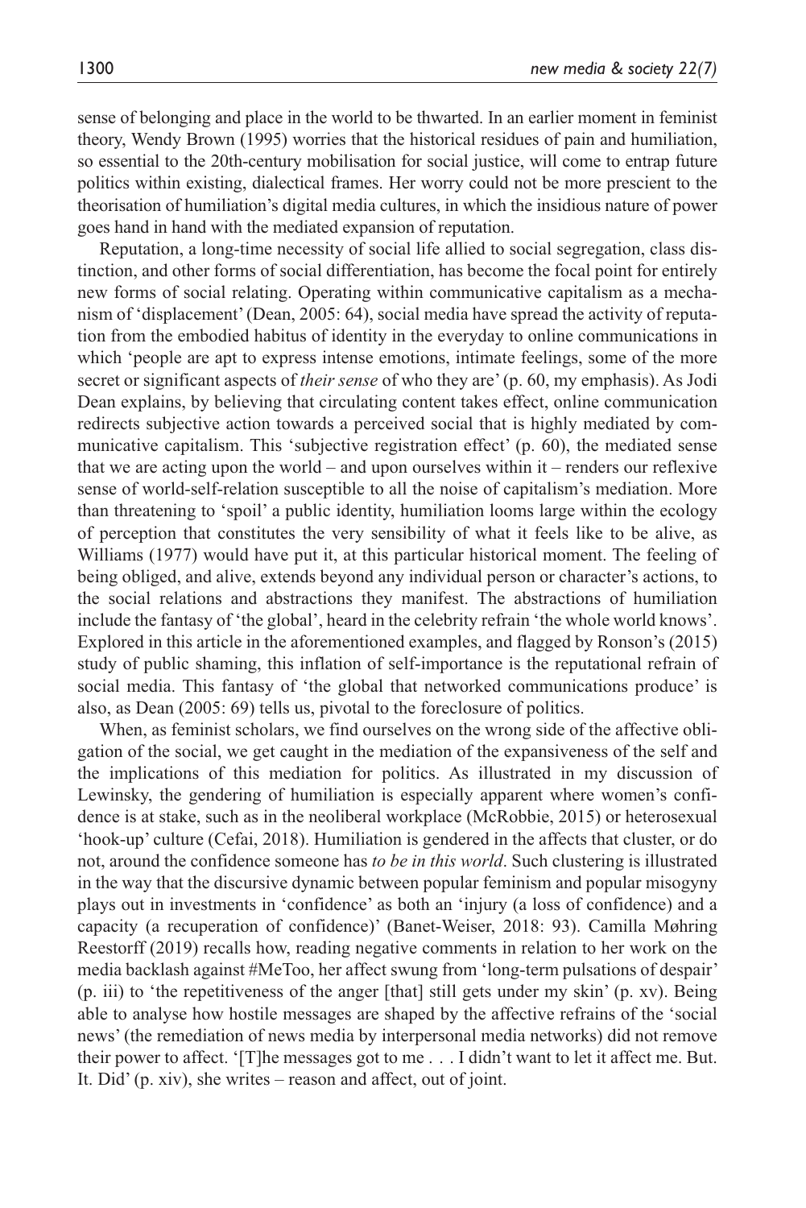sense of belonging and place in the world to be thwarted. In an earlier moment in feminist theory, Wendy Brown (1995) worries that the historical residues of pain and humiliation, so essential to the 20th-century mobilisation for social justice, will come to entrap future politics within existing, dialectical frames. Her worry could not be more prescient to the theorisation of humiliation's digital media cultures, in which the insidious nature of power goes hand in hand with the mediated expansion of reputation.

Reputation, a long-time necessity of social life allied to social segregation, class distinction, and other forms of social differentiation, has become the focal point for entirely new forms of social relating. Operating within communicative capitalism as a mechanism of 'displacement' (Dean, 2005: 64), social media have spread the activity of reputation from the embodied habitus of identity in the everyday to online communications in which 'people are apt to express intense emotions, intimate feelings, some of the more secret or significant aspects of *their sense* of who they are' (p. 60, my emphasis). As Jodi Dean explains, by believing that circulating content takes effect, online communication redirects subjective action towards a perceived social that is highly mediated by communicative capitalism. This 'subjective registration effect' (p. 60), the mediated sense that we are acting upon the world – and upon ourselves within it – renders our reflexive sense of world-self-relation susceptible to all the noise of capitalism's mediation. More than threatening to 'spoil' a public identity, humiliation looms large within the ecology of perception that constitutes the very sensibility of what it feels like to be alive, as Williams (1977) would have put it, at this particular historical moment. The feeling of being obliged, and alive, extends beyond any individual person or character's actions, to the social relations and abstractions they manifest. The abstractions of humiliation include the fantasy of 'the global', heard in the celebrity refrain 'the whole world knows'. Explored in this article in the aforementioned examples, and flagged by Ronson's (2015) study of public shaming, this inflation of self-importance is the reputational refrain of social media. This fantasy of 'the global that networked communications produce' is also, as Dean (2005: 69) tells us, pivotal to the foreclosure of politics.

When, as feminist scholars, we find ourselves on the wrong side of the affective obligation of the social, we get caught in the mediation of the expansiveness of the self and the implications of this mediation for politics. As illustrated in my discussion of Lewinsky, the gendering of humiliation is especially apparent where women's confidence is at stake, such as in the neoliberal workplace (McRobbie, 2015) or heterosexual 'hook-up' culture (Cefai, 2018). Humiliation is gendered in the affects that cluster, or do not, around the confidence someone has *to be in this world*. Such clustering is illustrated in the way that the discursive dynamic between popular feminism and popular misogyny plays out in investments in 'confidence' as both an 'injury (a loss of confidence) and a capacity (a recuperation of confidence)' (Banet-Weiser, 2018: 93). Camilla Møhring Reestorff (2019) recalls how, reading negative comments in relation to her work on the media backlash against #MeToo, her affect swung from 'long-term pulsations of despair' (p. iii) to 'the repetitiveness of the anger [that] still gets under my skin' (p. xv). Being able to analyse how hostile messages are shaped by the affective refrains of the 'social news' (the remediation of news media by interpersonal media networks) did not remove their power to affect. '[T]he messages got to me . . . I didn't want to let it affect me. But. It. Did' (p. xiv), she writes – reason and affect, out of joint.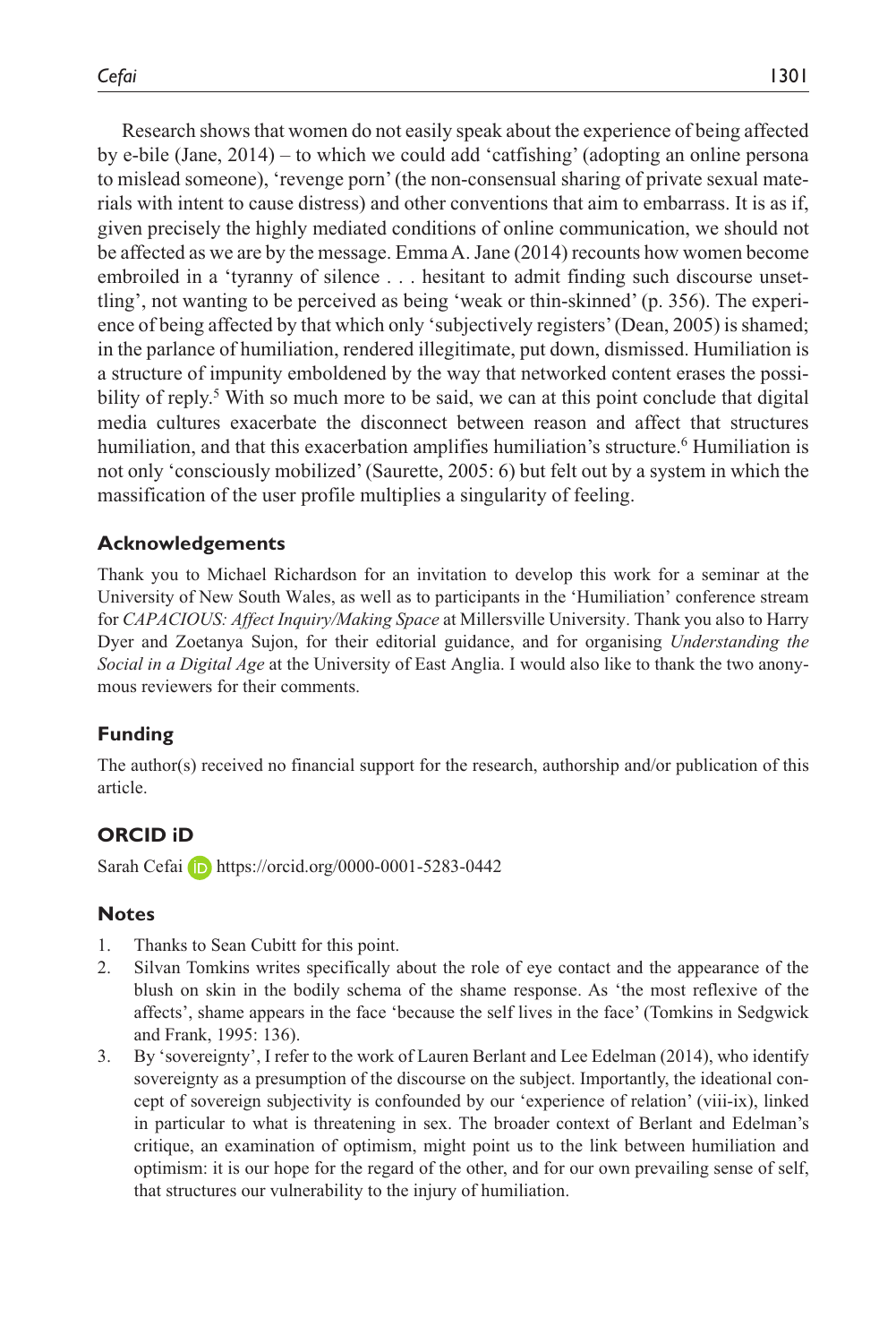Research shows that women do not easily speak about the experience of being affected by e-bile (Jane, 2014) – to which we could add 'catfishing' (adopting an online persona to mislead someone), 'revenge porn' (the non-consensual sharing of private sexual materials with intent to cause distress) and other conventions that aim to embarrass. It is as if, given precisely the highly mediated conditions of online communication, we should not be affected as we are by the message. Emma A. Jane (2014) recounts how women become embroiled in a 'tyranny of silence . . . hesitant to admit finding such discourse unsettling', not wanting to be perceived as being 'weak or thin-skinned' (p. 356). The experience of being affected by that which only 'subjectively registers' (Dean, 2005) is shamed; in the parlance of humiliation, rendered illegitimate, put down, dismissed. Humiliation is a structure of impunity emboldened by the way that networked content erases the possibility of reply.[5] With so much more to be said, we can at this point conclude that digital media cultures exacerbate the disconnect between reason and affect that structures humiliation, and that this exacerbation amplifies humiliation's structure.[6] Humiliation is not only 'consciously mobilized' (Saurette, 2005: 6) but felt out by a system in which the massification of the user profile multiplies a singularity of feeling.

## Acknowledgements

Thank you to Michael Richardson for an invitation to develop this work for a seminar at the University of New South Wales, as well as to participants in the 'Humiliation' conference stream for *CAPACIOUS: Affect Inquiry/Making Space* at Millersville University. Thank you also to Harry Dyer and Zoetanya Sujon, for their editorial guidance, and for organising *Understanding the Social in a Digital Age* at the University of East Anglia. I would also like to thank the two anonymous reviewers for their comments.

## Funding

The author(s) received no financial support for the research, authorship and/or publication of this article.

## ORCID iD

Sarah Cefai https://orcid.org/0000-0001-5283-0442

## Notes

1. Thanks to Sean Cubitt for this point.
2. Silvan Tomkins writes specifically about the role of eye contact and the appearance of the blush on skin in the bodily schema of the shame response. As 'the most reflexive of the affects', shame appears in the face 'because the self lives in the face' (Tomkins in Sedgwick and Frank, 1995: 136).
3. By 'sovereignty', I refer to the work of Lauren Berlant and Lee Edelman (2014), who identify sovereignty as a presumption of the discourse on the subject. Importantly, the ideational concept of sovereign subjectivity is confounded by our 'experience of relation' (viii-ix), linked in particular to what is threatening in sex. The broader context of Berlant and Edelman's critique, an examination of optimism, might point us to the link between humiliation and optimism: it is our hope for the regard of the other, and for our own prevailing sense of self, that structures our vulnerability to the injury of humiliation.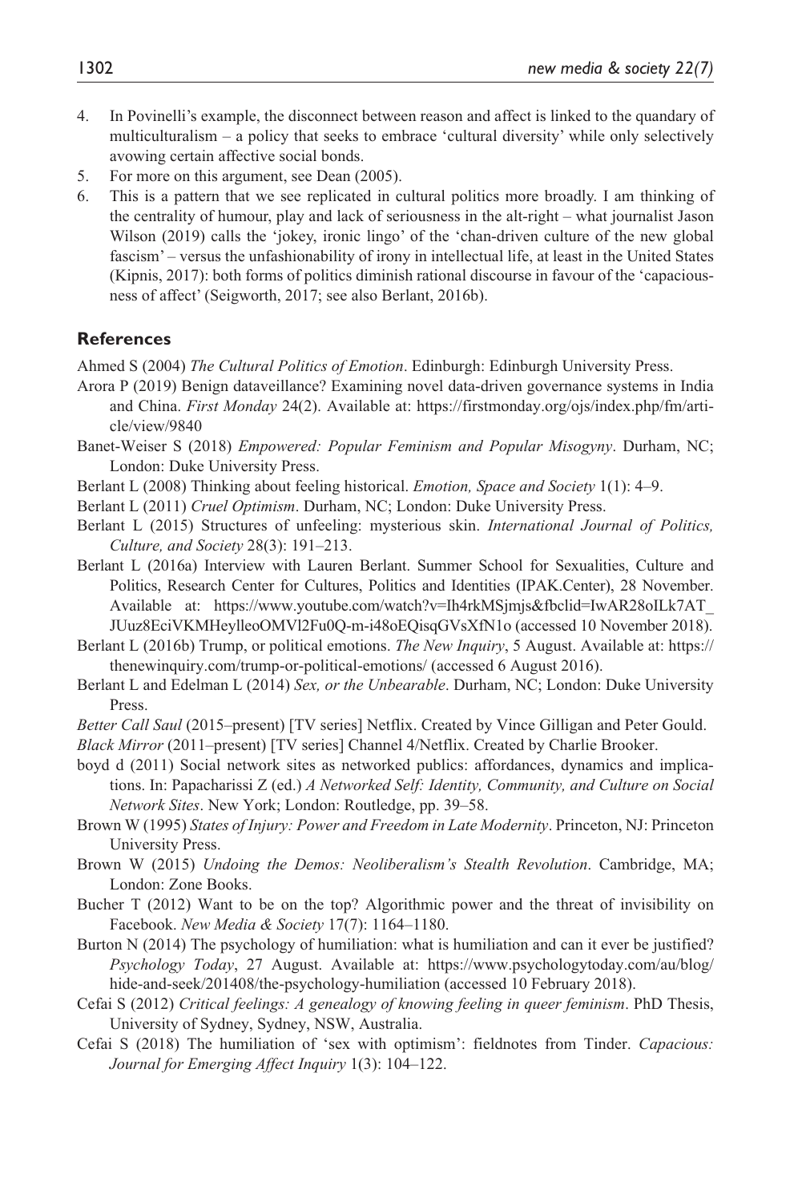4. In Povinelli's example, the disconnect between reason and affect is linked to the quandary of multiculturalism – a policy that seeks to embrace 'cultural diversity' while only selectively avowing certain affective social bonds.
5. For more on this argument, see Dean (2005).
6. This is a pattern that we see replicated in cultural politics more broadly. I am thinking of the centrality of humour, play and lack of seriousness in the alt-right – what journalist Jason Wilson (2019) calls the 'jokey, ironic lingo' of the 'chan-driven culture of the new global fascism' – versus the unfashionability of irony in intellectual life, at least in the United States (Kipnis, 2017): both forms of politics diminish rational discourse in favour of the 'capaciousness of affect' (Seigworth, 2017; see also Berlant, 2016b).

## References

Ahmed S (2004) *The Cultural Politics of Emotion*. Edinburgh: Edinburgh University Press.

Arora P (2019) Benign dataveillance? Examining novel data-driven governance systems in India and China. *First Monday* 24(2). Available at: https://firstmonday.org/ojs/index.php/fm/article/view/9840

Banet-Weiser S (2018) *Empowered: Popular Feminism and Popular Misogyny*. Durham, NC; London: Duke University Press.

Berlant L (2008) Thinking about feeling historical. *Emotion, Space and Society* 1(1): 4–9.

Berlant L (2011) *Cruel Optimism*. Durham, NC; London: Duke University Press.

Berlant L (2015) Structures of unfeeling: mysterious skin. *International Journal of Politics, Culture, and Society* 28(3): 191–213.

Berlant L (2016a) Interview with Lauren Berlant. Summer School for Sexualities, Culture and Politics, Research Center for Cultures, Politics and Identities (IPAK.Center), 28 November. Available at: https://www.youtube.com/watch?v=Ih4rkMSjmjs&fbclid=IwAR28oILk7AT_JUuz8EciVKMHeylleoOMVl2Fu0Q-m-i48oEQisqGVsXfN1o (accessed 10 November 2018).

Berlant L (2016b) Trump, or political emotions. *The New Inquiry*, 5 August. Available at: https://thenewinquiry.com/trump-or-political-emotions/ (accessed 6 August 2016).

Berlant L and Edelman L (2014) *Sex, or the Unbearable*. Durham, NC; London: Duke University Press.

*Better Call Saul* (2015–present) [TV series] Netflix. Created by Vince Gilligan and Peter Gould.

*Black Mirror* (2011–present) [TV series] Channel 4/Netflix. Created by Charlie Brooker.

boyd d (2011) Social network sites as networked publics: affordances, dynamics and implications. In: Papacharissi Z (ed.) *A Networked Self: Identity, Community, and Culture on Social Network Sites*. New York; London: Routledge, pp. 39–58.

Brown W (1995) *States of Injury: Power and Freedom in Late Modernity*. Princeton, NJ: Princeton University Press.

Brown W (2015) *Undoing the Demos: Neoliberalism's Stealth Revolution*. Cambridge, MA; London: Zone Books.

Bucher T (2012) Want to be on the top? Algorithmic power and the threat of invisibility on Facebook. *New Media & Society* 17(7): 1164–1180.

Burton N (2014) The psychology of humiliation: what is humiliation and can it ever be justified? *Psychology Today*, 27 August. Available at: https://www.psychologytoday.com/au/blog/hide-and-seek/201408/the-psychology-humiliation (accessed 10 February 2018).

Cefai S (2012) *Critical feelings: A genealogy of knowing feeling in queer feminism*. PhD Thesis, University of Sydney, Sydney, NSW, Australia.

Cefai S (2018) The humiliation of 'sex with optimism': fieldnotes from Tinder. *Capacious: Journal for Emerging Affect Inquiry* 1(3): 104–122.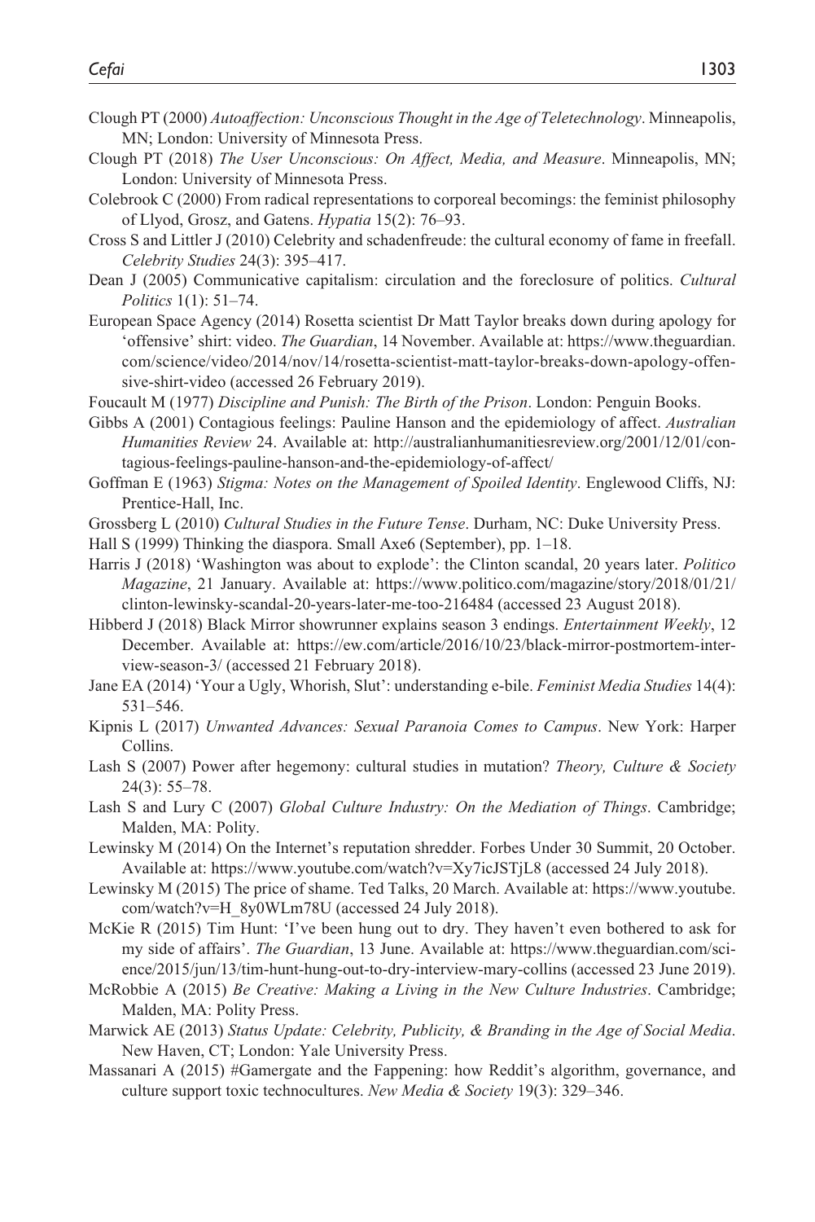Clough PT (2000) *Autoaffection: Unconscious Thought in the Age of Teletechnology*. Minneapolis, MN; London: University of Minnesota Press.

Clough PT (2018) *The User Unconscious: On Affect, Media, and Measure*. Minneapolis, MN; London: University of Minnesota Press.

Colebrook C (2000) From radical representations to corporeal becomings: the feminist philosophy of Llyod, Grosz, and Gatens. *Hypatia* 15(2): 76–93.

Cross S and Littler J (2010) Celebrity and schadenfreude: the cultural economy of fame in freefall. *Celebrity Studies* 24(3): 395–417.

Dean J (2005) Communicative capitalism: circulation and the foreclosure of politics. *Cultural Politics* 1(1): 51–74.

European Space Agency (2014) Rosetta scientist Dr Matt Taylor breaks down during apology for 'offensive' shirt: video. *The Guardian*, 14 November. Available at: https://www.theguardian.com/science/video/2014/nov/14/rosetta-scientist-matt-taylor-breaks-down-apology-offensive-shirt-video (accessed 26 February 2019).

Foucault M (1977) *Discipline and Punish: The Birth of the Prison*. London: Penguin Books.

Gibbs A (2001) Contagious feelings: Pauline Hanson and the epidemiology of affect. *Australian Humanities Review* 24. Available at: http://australianhumanitiesreview.org/2001/12/01/contagious-feelings-pauline-hanson-and-the-epidemiology-of-affect/

Goffman E (1963) *Stigma: Notes on the Management of Spoiled Identity*. Englewood Cliffs, NJ: Prentice-Hall, Inc.

Grossberg L (2010) *Cultural Studies in the Future Tense*. Durham, NC: Duke University Press.

Hall S (1999) Thinking the diaspora. Small Axe6 (September), pp. 1–18.

Harris J (2018) 'Washington was about to explode': the Clinton scandal, 20 years later. *Politico Magazine*, 21 January. Available at: https://www.politico.com/magazine/story/2018/01/21/clinton-lewinsky-scandal-20-years-later-me-too-216484 (accessed 23 August 2018).

Hibberd J (2018) Black Mirror showrunner explains season 3 endings. *Entertainment Weekly*, 12 December. Available at: https://ew.com/article/2016/10/23/black-mirror-postmortem-interview-season-3/ (accessed 21 February 2018).

Jane EA (2014) 'Your a Ugly, Whorish, Slut': understanding e-bile. *Feminist Media Studies* 14(4): 531–546.

Kipnis L (2017) *Unwanted Advances: Sexual Paranoia Comes to Campus*. New York: Harper Collins.

Lash S (2007) Power after hegemony: cultural studies in mutation? *Theory, Culture & Society* 24(3): 55–78.

Lash S and Lury C (2007) *Global Culture Industry: On the Mediation of Things*. Cambridge; Malden, MA: Polity.

Lewinsky M (2014) On the Internet's reputation shredder. Forbes Under 30 Summit, 20 October. Available at: https://www.youtube.com/watch?v=Xy7icJSTjL8 (accessed 24 July 2018).

Lewinsky M (2015) The price of shame. Ted Talks, 20 March. Available at: https://www.youtube.com/watch?v=H_8y0WLm78U (accessed 24 July 2018).

McKie R (2015) Tim Hunt: 'I've been hung out to dry. They haven't even bothered to ask for my side of affairs'. *The Guardian*, 13 June. Available at: https://www.theguardian.com/science/2015/jun/13/tim-hunt-hung-out-to-dry-interview-mary-collins (accessed 23 June 2019).

McRobbie A (2015) *Be Creative: Making a Living in the New Culture Industries*. Cambridge; Malden, MA: Polity Press.

Marwick AE (2013) *Status Update: Celebrity, Publicity, & Branding in the Age of Social Media*. New Haven, CT; London: Yale University Press.

Massanari A (2015) #Gamergate and the Fappening: how Reddit's algorithm, governance, and culture support toxic technocultures. *New Media & Society* 19(3): 329–346.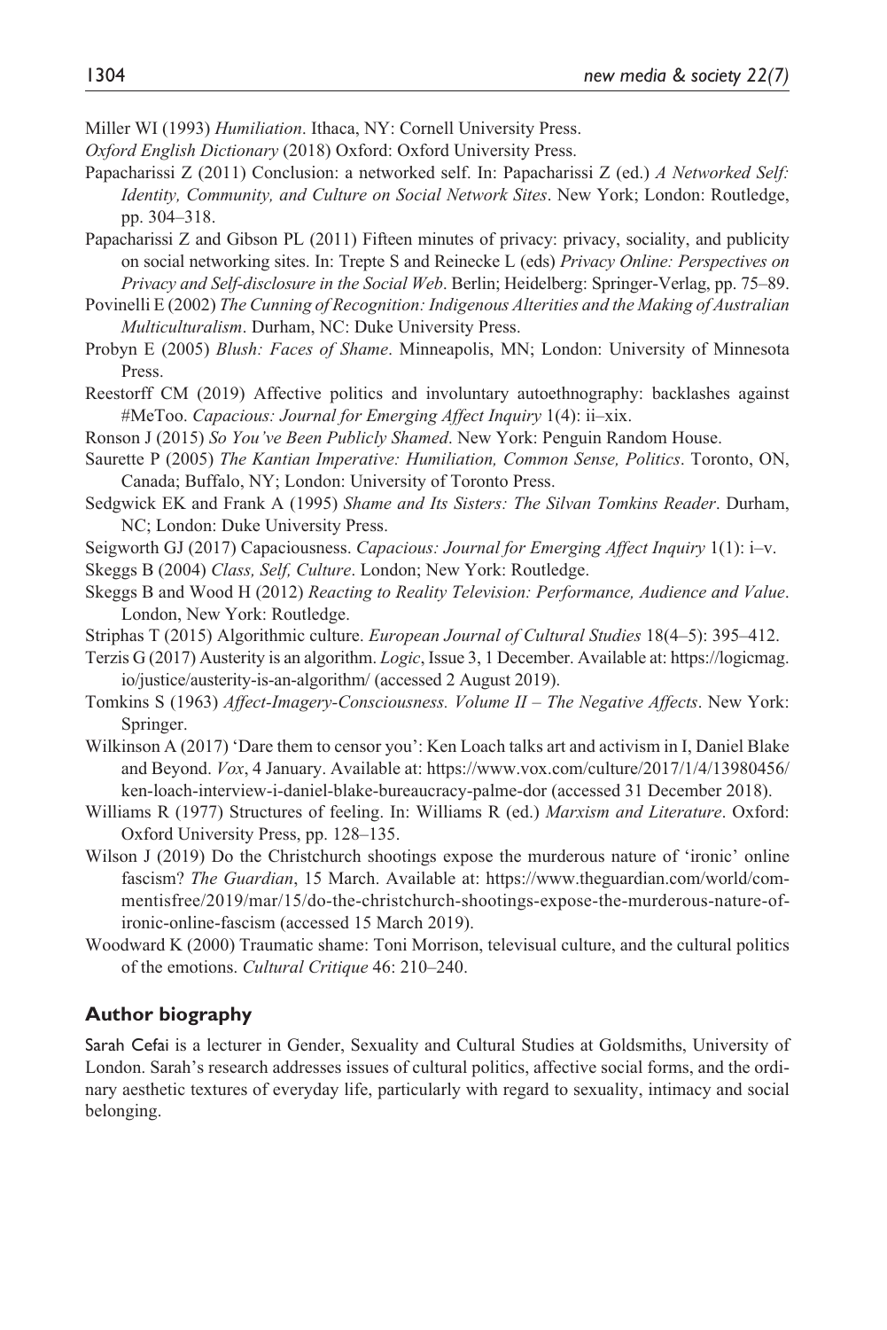Miller WI (1993) *Humiliation*. Ithaca, NY: Cornell University Press.

*Oxford English Dictionary* (2018) Oxford: Oxford University Press.

Papacharissi Z (2011) Conclusion: a networked self. In: Papacharissi Z (ed.) *A Networked Self: Identity, Community, and Culture on Social Network Sites*. New York; London: Routledge, pp. 304–318.

Papacharissi Z and Gibson PL (2011) Fifteen minutes of privacy: privacy, sociality, and publicity on social networking sites. In: Trepte S and Reinecke L (eds) *Privacy Online: Perspectives on Privacy and Self-disclosure in the Social Web*. Berlin; Heidelberg: Springer-Verlag, pp. 75–89.

Povinelli E (2002) *The Cunning of Recognition: Indigenous Alterities and the Making of Australian Multiculturalism*. Durham, NC: Duke University Press.

Probyn E (2005) *Blush: Faces of Shame*. Minneapolis, MN; London: University of Minnesota Press.

Reestorff CM (2019) Affective politics and involuntary autoethnography: backlashes against #MeToo. *Capacious: Journal for Emerging Affect Inquiry* 1(4): ii–xix.

Ronson J (2015) *So You've Been Publicly Shamed*. New York: Penguin Random House.

Saurette P (2005) *The Kantian Imperative: Humiliation, Common Sense, Politics*. Toronto, ON, Canada; Buffalo, NY; London: University of Toronto Press.

Sedgwick EK and Frank A (1995) *Shame and Its Sisters: The Silvan Tomkins Reader*. Durham, NC; London: Duke University Press.

Seigworth GJ (2017) Capaciousness. *Capacious: Journal for Emerging Affect Inquiry* 1(1): i–v.

Skeggs B (2004) *Class, Self, Culture*. London; New York: Routledge.

Skeggs B and Wood H (2012) *Reacting to Reality Television: Performance, Audience and Value*. London, New York: Routledge.

Striphas T (2015) Algorithmic culture. *European Journal of Cultural Studies* 18(4–5): 395–412.

Terzis G (2017) Austerity is an algorithm. *Logic*, Issue 3, 1 December. Available at: https://logicmag.io/justice/austerity-is-an-algorithm/ (accessed 2 August 2019).

Tomkins S (1963) *Affect-Imagery-Consciousness. Volume II – The Negative Affects*. New York: Springer.

Wilkinson A (2017) 'Dare them to censor you': Ken Loach talks art and activism in I, Daniel Blake and Beyond. *Vox*, 4 January. Available at: https://www.vox.com/culture/2017/1/4/13980456/ken-loach-interview-i-daniel-blake-bureaucracy-palme-dor (accessed 31 December 2018).

Williams R (1977) Structures of feeling. In: Williams R (ed.) *Marxism and Literature*. Oxford: Oxford University Press, pp. 128–135.

Wilson J (2019) Do the Christchurch shootings expose the murderous nature of 'ironic' online fascism? *The Guardian*, 15 March. Available at: https://www.theguardian.com/world/commentisfree/2019/mar/15/do-the-christchurch-shootings-expose-the-murderous-nature-of-ironic-online-fascism (accessed 15 March 2019).

Woodward K (2000) Traumatic shame: Toni Morrison, televisual culture, and the cultural politics of the emotions. *Cultural Critique* 46: 210–240.

## Author biography

Sarah Cefai is a lecturer in Gender, Sexuality and Cultural Studies at Goldsmiths, University of London. Sarah's research addresses issues of cultural politics, affective social forms, and the ordinary aesthetic textures of everyday life, particularly with regard to sexuality, intimacy and social belonging.